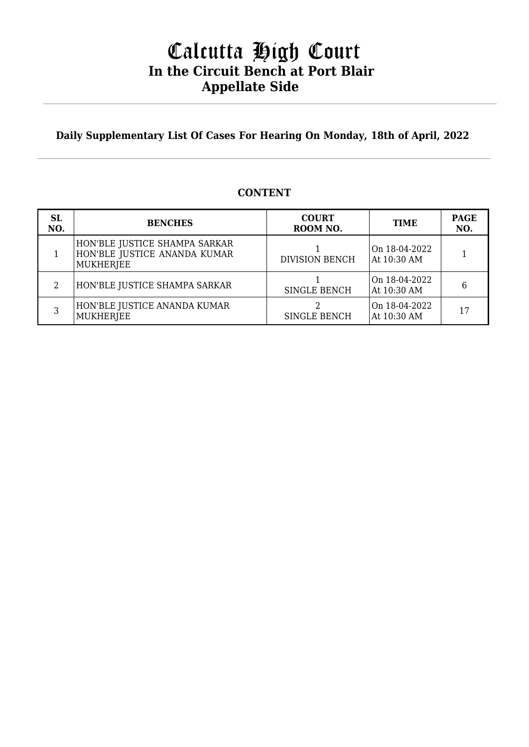# Calcutta High Court
## In the Circuit Bench at Port Blair
## Appellate Side

**Daily Supplementary List Of Cases For Hearing On Monday, 18th of April, 2022**

### CONTENT

| SL NO. | BENCHES | COURT ROOM NO. | TIME | PAGE NO. |
|---|---|---|---|---|
| 1 | HON'BLE JUSTICE SHAMPA SARKAR HON'BLE JUSTICE ANANDA KUMAR MUKHERJEE | 1 DIVISION BENCH | On 18-04-2022 At 10:30 AM | 1 |
| 2 | HON'BLE JUSTICE SHAMPA SARKAR | 1 SINGLE BENCH | On 18-04-2022 At 10:30 AM | 6 |
| 3 | HON'BLE JUSTICE ANANDA KUMAR MUKHERJEE | 2 SINGLE BENCH | On 18-04-2022 At 10:30 AM | 17 |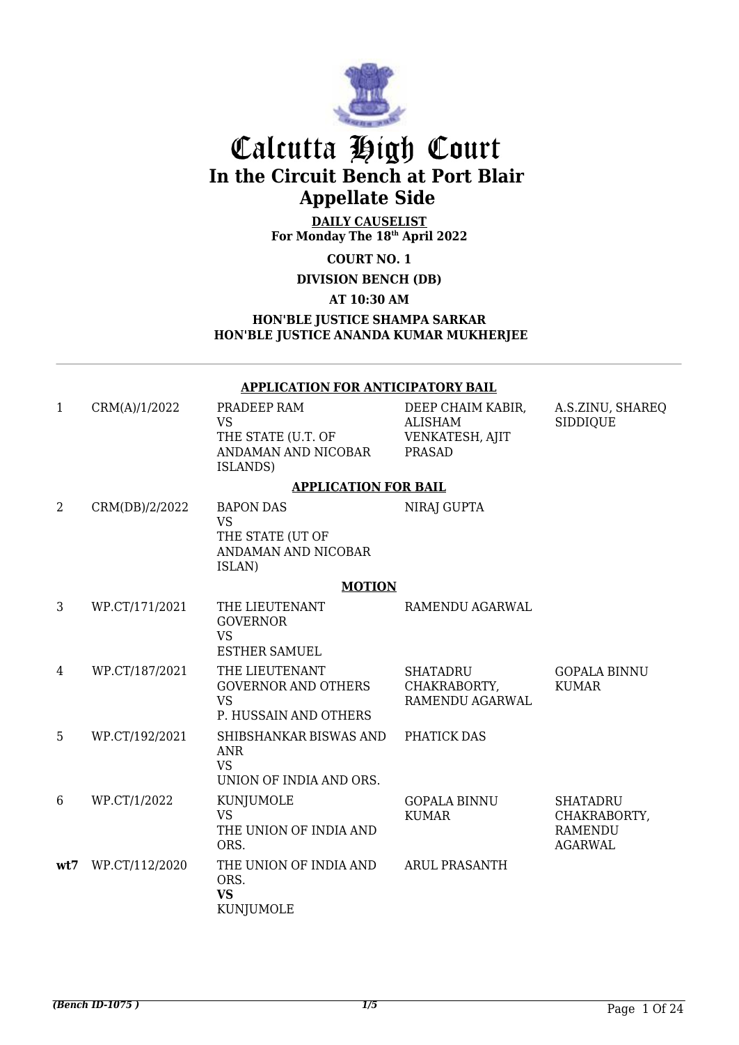# Calcutta High Court
## In the Circuit Bench at Port Blair
## Appellate Side

**DAILY CAUSELIST**
**For Monday The 18th April 2022**

**COURT NO. 1**

**DIVISION BENCH (DB)**

**AT 10:30 AM**

**HON'BLE JUSTICE SHAMPA SARKAR**
**HON'BLE JUSTICE ANANDA KUMAR MUKHERJEE**

**APPLICATION FOR ANTICIPATORY BAIL**

| | | | | |
|---|---|---|---|---|
| 1 | CRM(A)/1/2022 | PRADEEP RAM<br>VS<br>THE STATE (U.T. OF ANDAMAN AND NICOBAR ISLANDS) | DEEP CHAIM KABIR, ALISHAM VENKATESH, AJIT PRASAD | A.S.ZINU, SHAREQ SIDDIQUE |

**APPLICATION FOR BAIL**

| | | | | |
|---|---|---|---|---|
| 2 | CRM(DB)/2/2022 | BAPON DAS<br>VS<br>THE STATE (UT OF ANDAMAN AND NICOBAR ISLAN) | NIRAJ GUPTA | |

**MOTION**

| | | | | |
|---|---|---|---|---|
| 3 | WP.CT/171/2021 | THE LIEUTENANT GOVERNOR<br>VS<br>ESTHER SAMUEL | RAMENDU AGARWAL | |
| 4 | WP.CT/187/2021 | THE LIEUTENANT GOVERNOR AND OTHERS<br>VS<br>P. HUSSAIN AND OTHERS | SHATADRU CHAKRABORTY, RAMENDU AGARWAL | GOPALA BINNU KUMAR |
| 5 | WP.CT/192/2021 | SHIBSHANKAR BISWAS AND ANR<br>VS<br>UNION OF INDIA AND ORS. | PHATICK DAS | |
| 6 | WP.CT/1/2022 | KUNJUMOLE<br>VS<br>THE UNION OF INDIA AND ORS. | GOPALA BINNU KUMAR | SHATADRU CHAKRABORTY, RAMENDU AGARWAL |
| **wt7** | WP.CT/112/2020 | THE UNION OF INDIA AND ORS.<br>**VS**<br>KUNJUMOLE | ARUL PRASANTH | |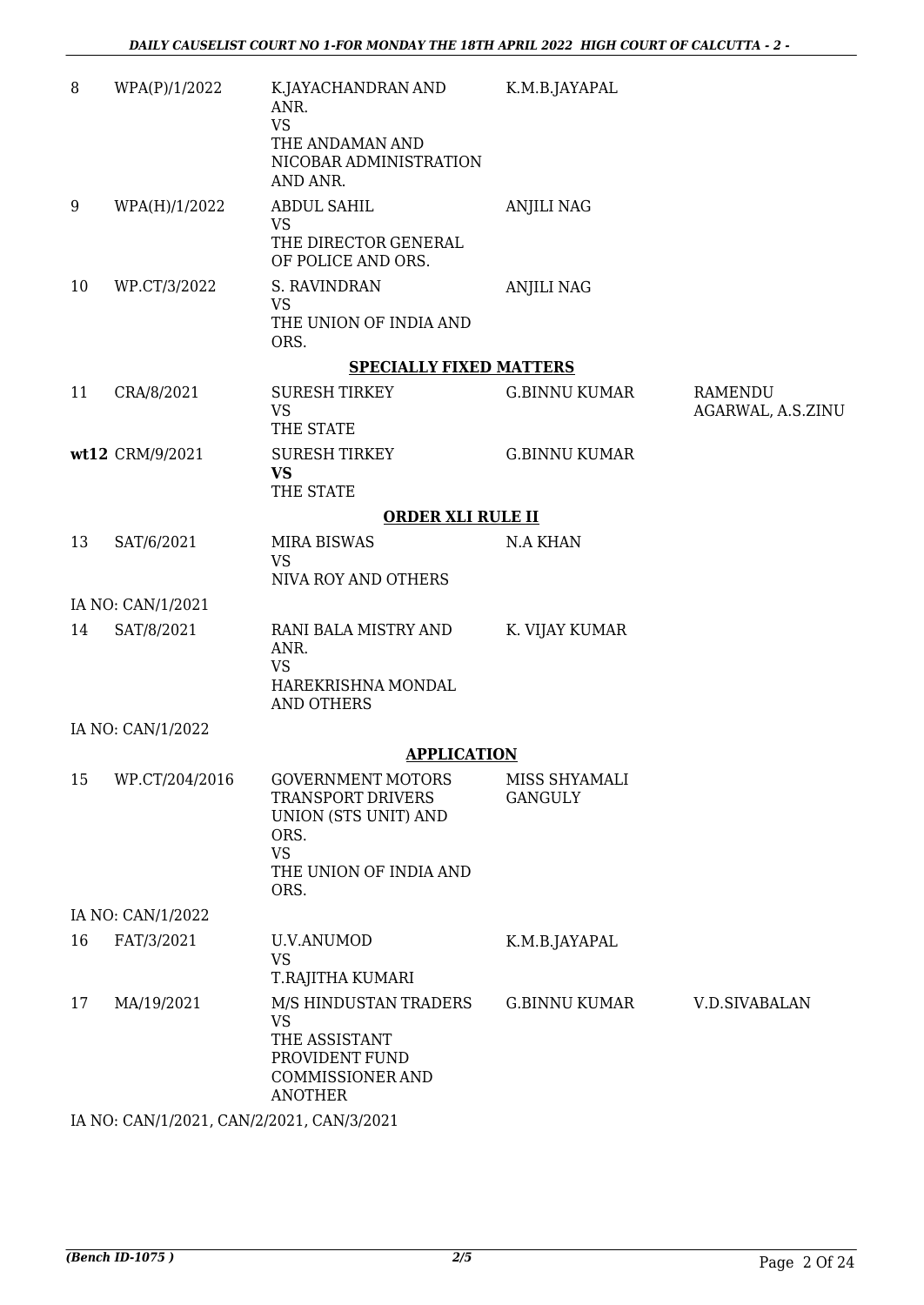| | | | | |
|---|---|---|---|---|
| 8 | WPA(P)/1/2022 | K.JAYACHANDRAN AND ANR.<br>VS<br>THE ANDAMAN AND NICOBAR ADMINISTRATION AND ANR. | K.M.B.JAYAPAL | |
| 9 | WPA(H)/1/2022 | ABDUL SAHIL<br>VS<br>THE DIRECTOR GENERAL OF POLICE AND ORS. | ANJILI NAG | |
| 10 | WP.CT/3/2022 | S. RAVINDRAN<br>VS<br>THE UNION OF INDIA AND ORS. | ANJILI NAG | |

**SPECIALLY FIXED MATTERS**

| | | | | |
|---|---|---|---|---|
| 11 | CRA/8/2021 | SURESH TIRKEY<br>VS<br>THE STATE | G.BINNU KUMAR | RAMENDU AGARWAL, A.S.ZINU |
| **wt12** | CRM/9/2021 | SURESH TIRKEY<br>**VS**<br>THE STATE | G.BINNU KUMAR | |

**ORDER XLI RULE II**

| | | | | |
|---|---|---|---|---|
| 13 | SAT/6/2021 | MIRA BISWAS<br>VS<br>NIVA ROY AND OTHERS | N.A KHAN | |
| IA NO: CAN/1/2021 | | | | |
| 14 | SAT/8/2021 | RANI BALA MISTRY AND ANR.<br>VS<br>HAREKRISHNA MONDAL AND OTHERS | K. VIJAY KUMAR | |
| IA NO: CAN/1/2022 | | | | |

**APPLICATION**

| | | | | |
|---|---|---|---|---|
| 15 | WP.CT/204/2016 | GOVERNMENT MOTORS TRANSPORT DRIVERS UNION (STS UNIT) AND ORS.<br>VS<br>THE UNION OF INDIA AND ORS. | MISS SHYAMALI GANGULY | |
| IA NO: CAN/1/2022 | | | | |
| 16 | FAT/3/2021 | U.V.ANUMOD<br>VS<br>T.RAJITHA KUMARI | K.M.B.JAYAPAL | |
| 17 | MA/19/2021 | M/S HINDUSTAN TRADERS<br>VS<br>THE ASSISTANT PROVIDENT FUND COMMISSIONER AND ANOTHER | G.BINNU KUMAR | V.D.SIVABALAN |

IA NO: CAN/1/2021, CAN/2/2021, CAN/3/2021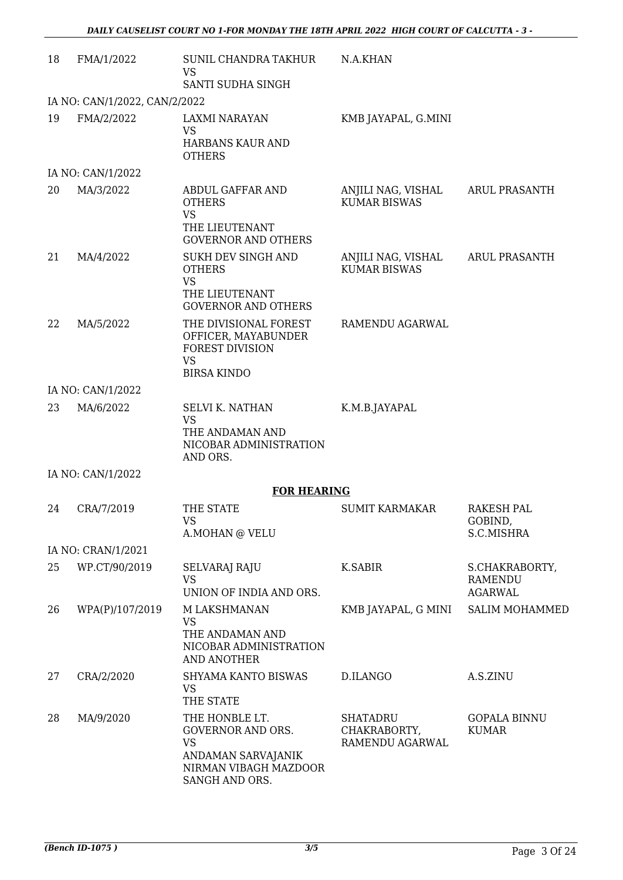| 18 | FMA/1/2022 | SUNIL CHANDRA TAKHUR<br>VS<br>SANTI SUDHA SINGH | N.A.KHAN | |
|---|---|---|---|---|
| IA NO: CAN/1/2022, CAN/2/2022 | | | | |
| 19 | FMA/2/2022 | LAXMI NARAYAN<br>VS<br>HARBANS KAUR AND OTHERS | KMB JAYAPAL, G.MINI | |
| IA NO: CAN/1/2022 | | | | |
| 20 | MA/3/2022 | ABDUL GAFFAR AND OTHERS<br>VS<br>THE LIEUTENANT GOVERNOR AND OTHERS | ANJILI NAG, VISHAL KUMAR BISWAS | ARUL PRASANTH |
| 21 | MA/4/2022 | SUKH DEV SINGH AND OTHERS<br>VS<br>THE LIEUTENANT GOVERNOR AND OTHERS | ANJILI NAG, VISHAL KUMAR BISWAS | ARUL PRASANTH |
| 22 | MA/5/2022 | THE DIVISIONAL FOREST OFFICER, MAYABUNDER FOREST DIVISION<br>VS<br>BIRSA KINDO | RAMENDU AGARWAL | |
| IA NO: CAN/1/2022 | | | | |
| 23 | MA/6/2022 | SELVI K. NATHAN<br>VS<br>THE ANDAMAN AND NICOBAR ADMINISTRATION AND ORS. | K.M.B.JAYAPAL | |
| IA NO: CAN/1/2022 | | | | |

**FOR HEARING**

| 24 | CRA/7/2019 | THE STATE<br>VS<br>A.MOHAN @ VELU | SUMIT KARMAKAR | RAKESH PAL GOBIND, S.C.MISHRA |
|---|---|---|---|---|
| IA NO: CRAN/1/2021 | | | | |
| 25 | WP.CT/90/2019 | SELVARAJ RAJU<br>VS<br>UNION OF INDIA AND ORS. | K.SABIR | S.CHAKRABORTY, RAMENDU AGARWAL |
| 26 | WPA(P)/107/2019 | M LAKSHMANAN<br>VS<br>THE ANDAMAN AND NICOBAR ADMINISTRATION AND ANOTHER | KMB JAYAPAL, G MINI | SALIM MOHAMMED |
| 27 | CRA/2/2020 | SHYAMA KANTO BISWAS<br>VS<br>THE STATE | D.ILANGO | A.S.ZINU |
| 28 | MA/9/2020 | THE HONBLE LT. GOVERNOR AND ORS.<br>VS<br>ANDAMAN SARVAJANIK NIRMAN VIBAGH MAZDOOR SANGH AND ORS. | SHATADRU CHAKRABORTY, RAMENDU AGARWAL | GOPALA BINNU KUMAR |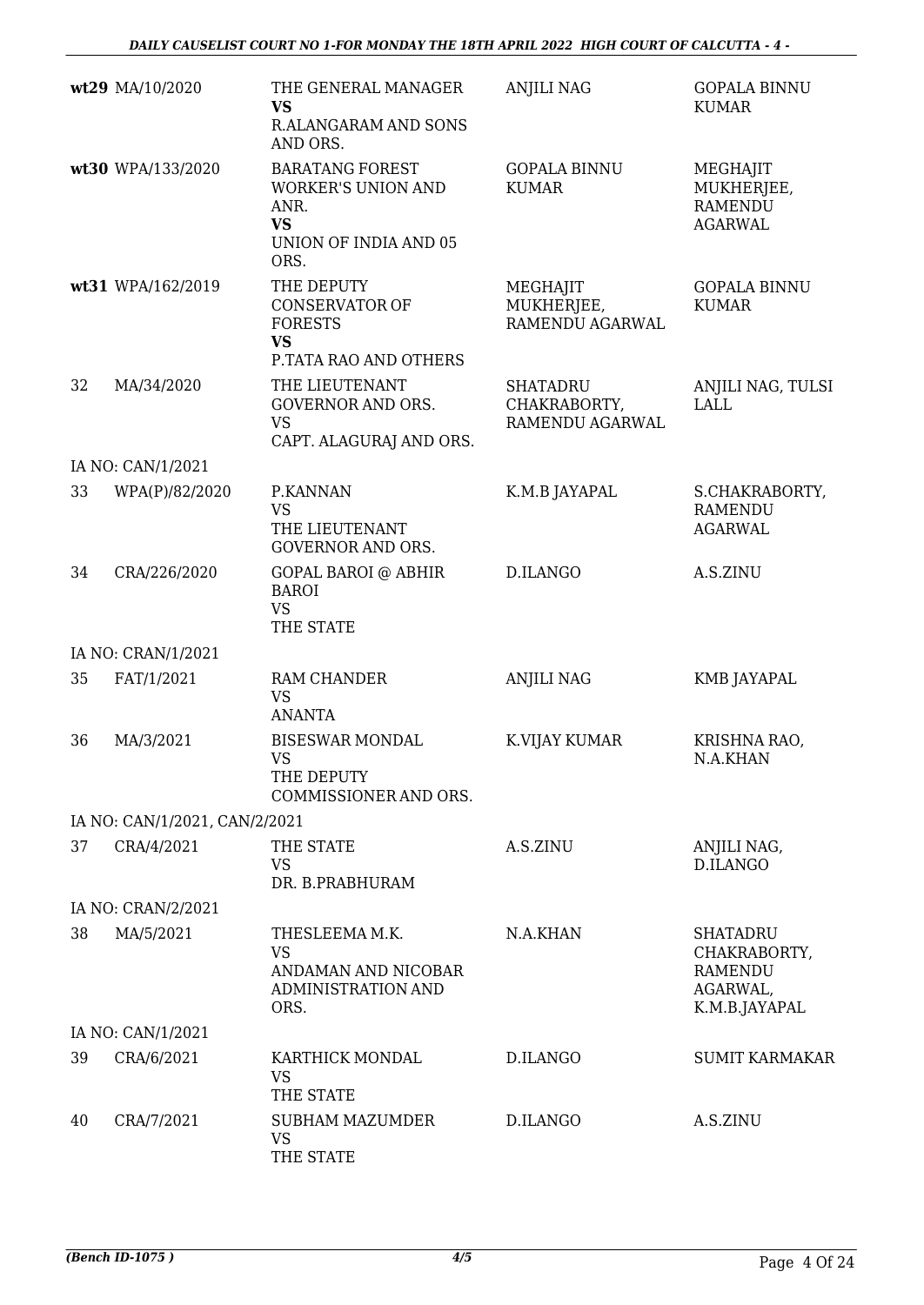| | | | | |
|---|---|---|---|---|
| **wt29** | MA/10/2020 | THE GENERAL MANAGER **VS** R.ALANGARAM AND SONS AND ORS. | ANJILI NAG | GOPALA BINNU KUMAR |
| **wt30** | WPA/133/2020 | BARATANG FOREST WORKER'S UNION AND ANR. **VS** UNION OF INDIA AND 05 ORS. | GOPALA BINNU KUMAR | MEGHAJIT MUKHERJEE, RAMENDU AGARWAL |
| **wt31** | WPA/162/2019 | THE DEPUTY CONSERVATOR OF FORESTS **VS** P.TATA RAO AND OTHERS | MEGHAJIT MUKHERJEE, RAMENDU AGARWAL | GOPALA BINNU KUMAR |
| 32 | MA/34/2020 | THE LIEUTENANT GOVERNOR AND ORS. VS CAPT. ALAGURAJ AND ORS. | SHATADRU CHAKRABORTY, RAMENDU AGARWAL | ANJILI NAG, TULSI LALL |
| IA NO: CAN/1/2021 | | | | |
| 33 | WPA(P)/82/2020 | P.KANNAN VS THE LIEUTENANT GOVERNOR AND ORS. | K.M.B JAYAPAL | S.CHAKRABORTY, RAMENDU AGARWAL |
| 34 | CRA/226/2020 | GOPAL BAROI @ ABHIR BAROI VS THE STATE | D.ILANGO | A.S.ZINU |
| IA NO: CRAN/1/2021 | | | | |
| 35 | FAT/1/2021 | RAM CHANDER VS ANANTA | ANJILI NAG | KMB JAYAPAL |
| 36 | MA/3/2021 | BISESWAR MONDAL VS THE DEPUTY COMMISSIONER AND ORS. | K.VIJAY KUMAR | KRISHNA RAO, N.A.KHAN |
| IA NO: CAN/1/2021, CAN/2/2021 | | | | |
| 37 | CRA/4/2021 | THE STATE VS DR. B.PRABHURAM | A.S.ZINU | ANJILI NAG, D.ILANGO |
| IA NO: CRAN/2/2021 | | | | |
| 38 | MA/5/2021 | THESLEEMA M.K. VS ANDAMAN AND NICOBAR ADMINISTRATION AND ORS. | N.A.KHAN | SHATADRU CHAKRABORTY, RAMENDU AGARWAL, K.M.B.JAYAPAL |
| IA NO: CAN/1/2021 | | | | |
| 39 | CRA/6/2021 | KARTHICK MONDAL VS THE STATE | D.ILANGO | SUMIT KARMAKAR |
| 40 | CRA/7/2021 | SUBHAM MAZUMDER VS THE STATE | D.ILANGO | A.S.ZINU |

*(Bench ID-1075 )* 4/5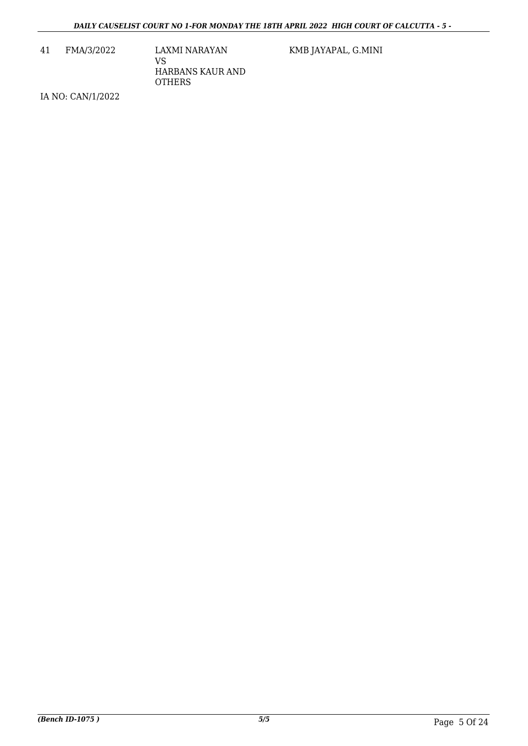| | | | |
|---|---|---|---|
| 41 | FMA/3/2022 | LAXMI NARAYAN<br>VS<br>HARBANS KAUR AND OTHERS | KMB JAYAPAL, G.MINI |

IA NO: CAN/1/2022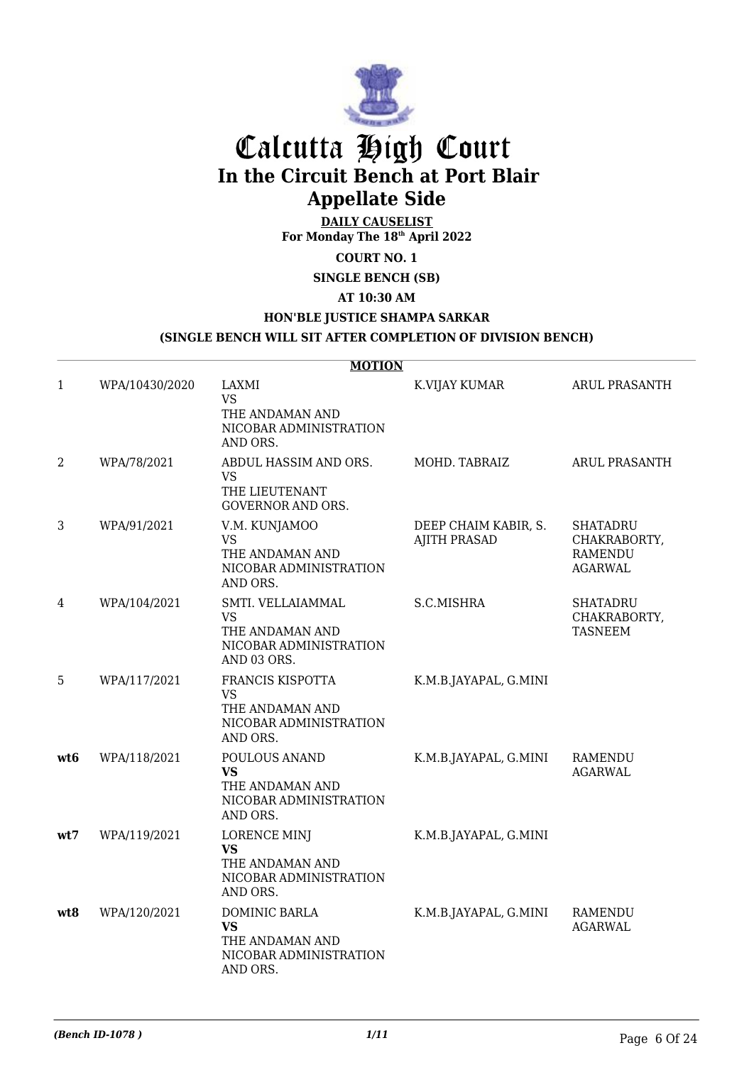# Calcutta High Court
## In the Circuit Bench at Port Blair
## Appellate Side

**DAILY CAUSELIST**
**For Monday The 18th April 2022**

**COURT NO. 1**

**SINGLE BENCH (SB)**

**AT 10:30 AM**

**HON'BLE JUSTICE SHAMPA SARKAR**

**(SINGLE BENCH WILL SIT AFTER COMPLETION OF DIVISION BENCH)**

**MOTION**

| | | | | |
|---|---|---|---|---|
| 1 | WPA/10430/2020 | LAXMI<br>VS<br>THE ANDAMAN AND NICOBAR ADMINISTRATION AND ORS. | K.VIJAY KUMAR | ARUL PRASANTH |
| 2 | WPA/78/2021 | ABDUL HASSIM AND ORS.<br>VS<br>THE LIEUTENANT GOVERNOR AND ORS. | MOHD. TABRAIZ | ARUL PRASANTH |
| 3 | WPA/91/2021 | V.M. KUNJAMOO<br>VS<br>THE ANDAMAN AND NICOBAR ADMINISTRATION AND ORS. | DEEP CHAIM KABIR, S. AJITH PRASAD | SHATADRU CHAKRABORTY, RAMENDU AGARWAL |
| 4 | WPA/104/2021 | SMTI. VELLAIAMMAL<br>VS<br>THE ANDAMAN AND NICOBAR ADMINISTRATION AND 03 ORS. | S.C.MISHRA | SHATADRU CHAKRABORTY, TASNEEM |
| 5 | WPA/117/2021 | FRANCIS KISPOTTA<br>VS<br>THE ANDAMAN AND NICOBAR ADMINISTRATION AND ORS. | K.M.B.JAYAPAL, G.MINI | |
| **wt6** | WPA/118/2021 | POULOUS ANAND<br>**VS**<br>THE ANDAMAN AND NICOBAR ADMINISTRATION AND ORS. | K.M.B.JAYAPAL, G.MINI | RAMENDU AGARWAL |
| **wt7** | WPA/119/2021 | LORENCE MINJ<br>**VS**<br>THE ANDAMAN AND NICOBAR ADMINISTRATION AND ORS. | K.M.B.JAYAPAL, G.MINI | |
| **wt8** | WPA/120/2021 | DOMINIC BARLA<br>**VS**<br>THE ANDAMAN AND NICOBAR ADMINISTRATION AND ORS. | K.M.B.JAYAPAL, G.MINI | RAMENDU AGARWAL |

*(Bench ID-1078 )* 1/11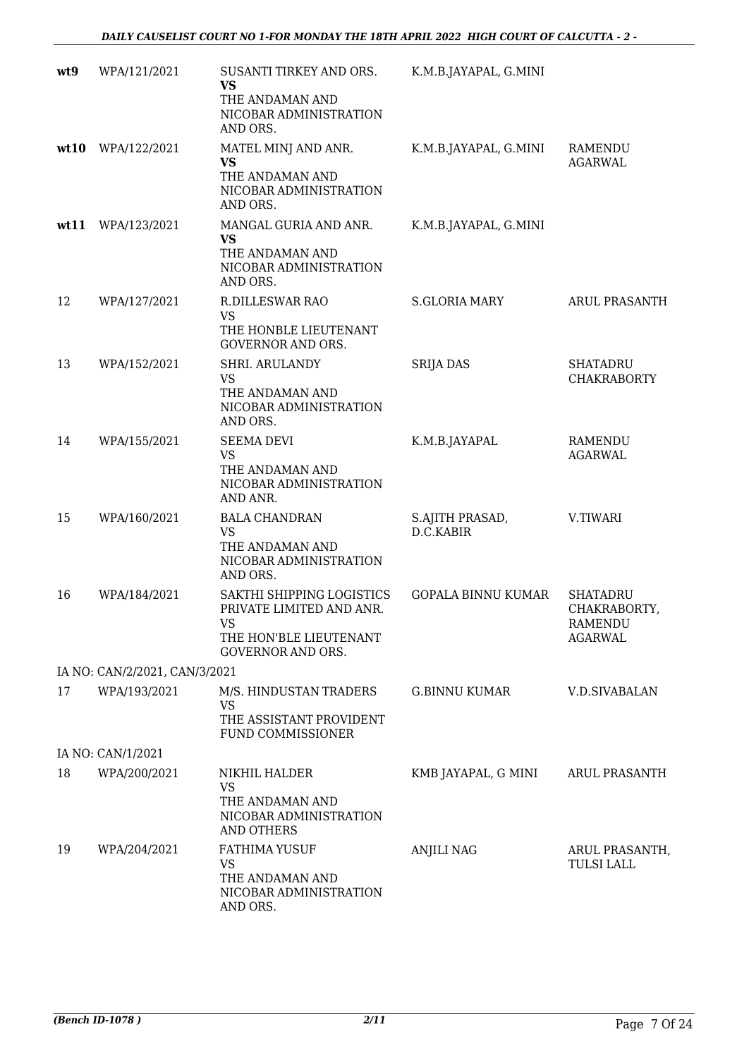| | | | | |
|---|---|---|---|---|
| **wt9** | WPA/121/2021 | SUSANTI TIRKEY AND ORS.<br>**VS**<br>THE ANDAMAN AND NICOBAR ADMINISTRATION AND ORS. | K.M.B.JAYAPAL, G.MINI | |
| **wt10** | WPA/122/2021 | MATEL MINJ AND ANR.<br>**VS**<br>THE ANDAMAN AND NICOBAR ADMINISTRATION AND ORS. | K.M.B.JAYAPAL, G.MINI | RAMENDU AGARWAL |
| **wt11** | WPA/123/2021 | MANGAL GURIA AND ANR.<br>**VS**<br>THE ANDAMAN AND NICOBAR ADMINISTRATION AND ORS. | K.M.B.JAYAPAL, G.MINI | |
| 12 | WPA/127/2021 | R.DILLESWAR RAO<br>VS<br>THE HONBLE LIEUTENANT GOVERNOR AND ORS. | S.GLORIA MARY | ARUL PRASANTH |
| 13 | WPA/152/2021 | SHRI. ARULANDY<br>VS<br>THE ANDAMAN AND NICOBAR ADMINISTRATION AND ORS. | SRIJA DAS | SHATADRU CHAKRABORTY |
| 14 | WPA/155/2021 | SEEMA DEVI<br>VS<br>THE ANDAMAN AND NICOBAR ADMINISTRATION AND ANR. | K.M.B.JAYAPAL | RAMENDU AGARWAL |
| 15 | WPA/160/2021 | BALA CHANDRAN<br>VS<br>THE ANDAMAN AND NICOBAR ADMINISTRATION AND ORS. | S.AJITH PRASAD, D.C.KABIR | V.TIWARI |
| 16 | WPA/184/2021 | SAKTHI SHIPPING LOGISTICS PRIVATE LIMITED AND ANR.<br>VS<br>THE HON'BLE LIEUTENANT GOVERNOR AND ORS. | GOPALA BINNU KUMAR | SHATADRU CHAKRABORTY, RAMENDU AGARWAL |
| IA NO: CAN/2/2021, CAN/3/2021 | | | | |
| 17 | WPA/193/2021 | M/S. HINDUSTAN TRADERS<br>VS<br>THE ASSISTANT PROVIDENT FUND COMMISSIONER | G.BINNU KUMAR | V.D.SIVABALAN |
| IA NO: CAN/1/2021 | | | | |
| 18 | WPA/200/2021 | NIKHIL HALDER<br>VS<br>THE ANDAMAN AND NICOBAR ADMINISTRATION AND OTHERS | KMB JAYAPAL, G MINI | ARUL PRASANTH |
| 19 | WPA/204/2021 | FATHIMA YUSUF<br>VS<br>THE ANDAMAN AND NICOBAR ADMINISTRATION AND ORS. | ANJILI NAG | ARUL PRASANTH, TULSI LALL |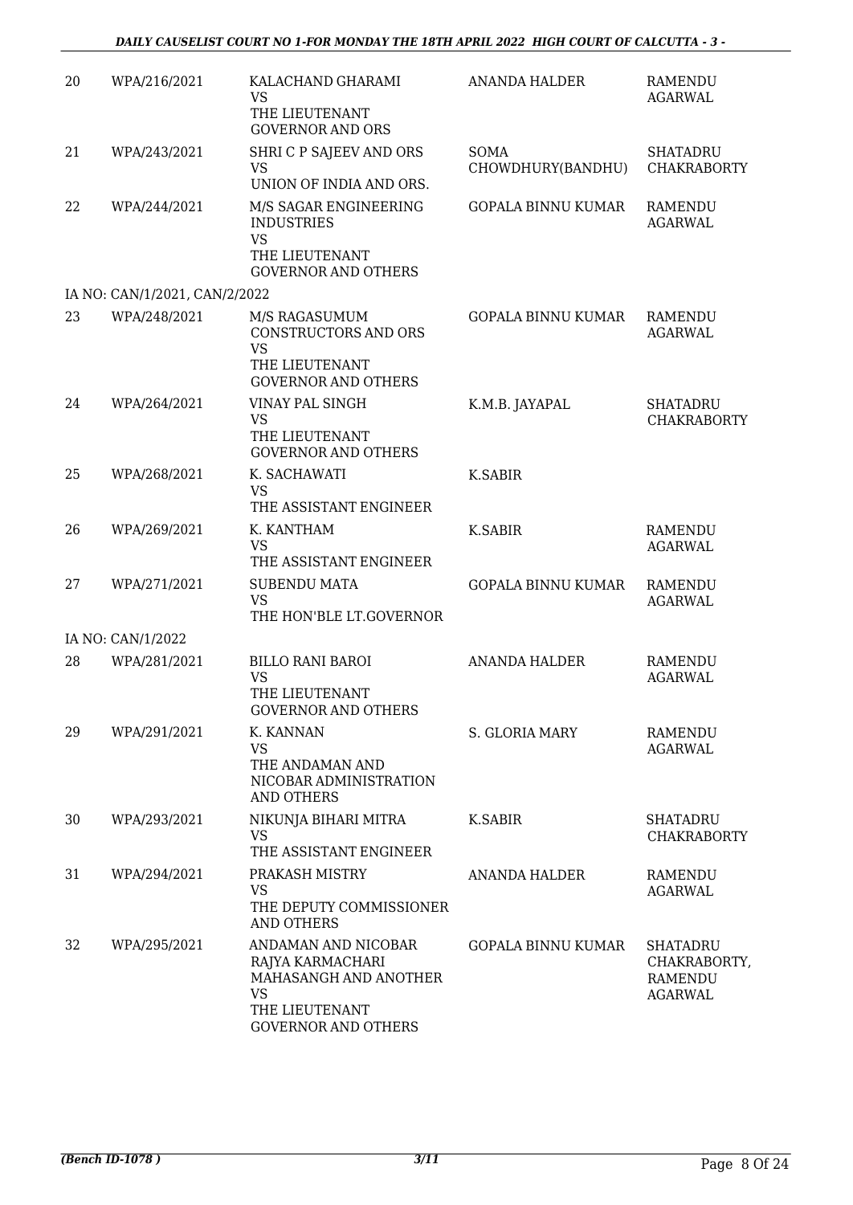| | | | | |
|---|---|---|---|---|
| 20 | WPA/216/2021 | KALACHAND GHARAMI<br>VS<br>THE LIEUTENANT GOVERNOR AND ORS | ANANDA HALDER | RAMENDU AGARWAL |
| 21 | WPA/243/2021 | SHRI C P SAJEEV AND ORS<br>VS<br>UNION OF INDIA AND ORS. | SOMA CHOWDHURY(BANDHU) | SHATADRU CHAKRABORTY |
| 22 | WPA/244/2021 | M/S SAGAR ENGINEERING INDUSTRIES<br>VS<br>THE LIEUTENANT GOVERNOR AND OTHERS | GOPALA BINNU KUMAR | RAMENDU AGARWAL |
| | IA NO: CAN/1/2021, CAN/2/2022 | | | |
| 23 | WPA/248/2021 | M/S RAGASUMUM CONSTRUCTORS AND ORS<br>VS<br>THE LIEUTENANT GOVERNOR AND OTHERS | GOPALA BINNU KUMAR | RAMENDU AGARWAL |
| 24 | WPA/264/2021 | VINAY PAL SINGH<br>VS<br>THE LIEUTENANT GOVERNOR AND OTHERS | K.M.B. JAYAPAL | SHATADRU CHAKRABORTY |
| 25 | WPA/268/2021 | K. SACHAWATI<br>VS<br>THE ASSISTANT ENGINEER | K.SABIR | |
| 26 | WPA/269/2021 | K. KANTHAM<br>VS<br>THE ASSISTANT ENGINEER | K.SABIR | RAMENDU AGARWAL |
| 27 | WPA/271/2021 | SUBENDU MATA<br>VS<br>THE HON'BLE LT.GOVERNOR | GOPALA BINNU KUMAR | RAMENDU AGARWAL |
| | IA NO: CAN/1/2022 | | | |
| 28 | WPA/281/2021 | BILLO RANI BAROI<br>VS<br>THE LIEUTENANT GOVERNOR AND OTHERS | ANANDA HALDER | RAMENDU AGARWAL |
| 29 | WPA/291/2021 | K. KANNAN<br>VS<br>THE ANDAMAN AND NICOBAR ADMINISTRATION AND OTHERS | S. GLORIA MARY | RAMENDU AGARWAL |
| 30 | WPA/293/2021 | NIKUNJA BIHARI MITRA<br>VS<br>THE ASSISTANT ENGINEER | K.SABIR | SHATADRU CHAKRABORTY |
| 31 | WPA/294/2021 | PRAKASH MISTRY<br>VS<br>THE DEPUTY COMMISSIONER AND OTHERS | ANANDA HALDER | RAMENDU AGARWAL |
| 32 | WPA/295/2021 | ANDAMAN AND NICOBAR RAJYA KARMACHARI MAHASANGH AND ANOTHER<br>VS<br>THE LIEUTENANT GOVERNOR AND OTHERS | GOPALA BINNU KUMAR | SHATADRU CHAKRABORTY, RAMENDU AGARWAL |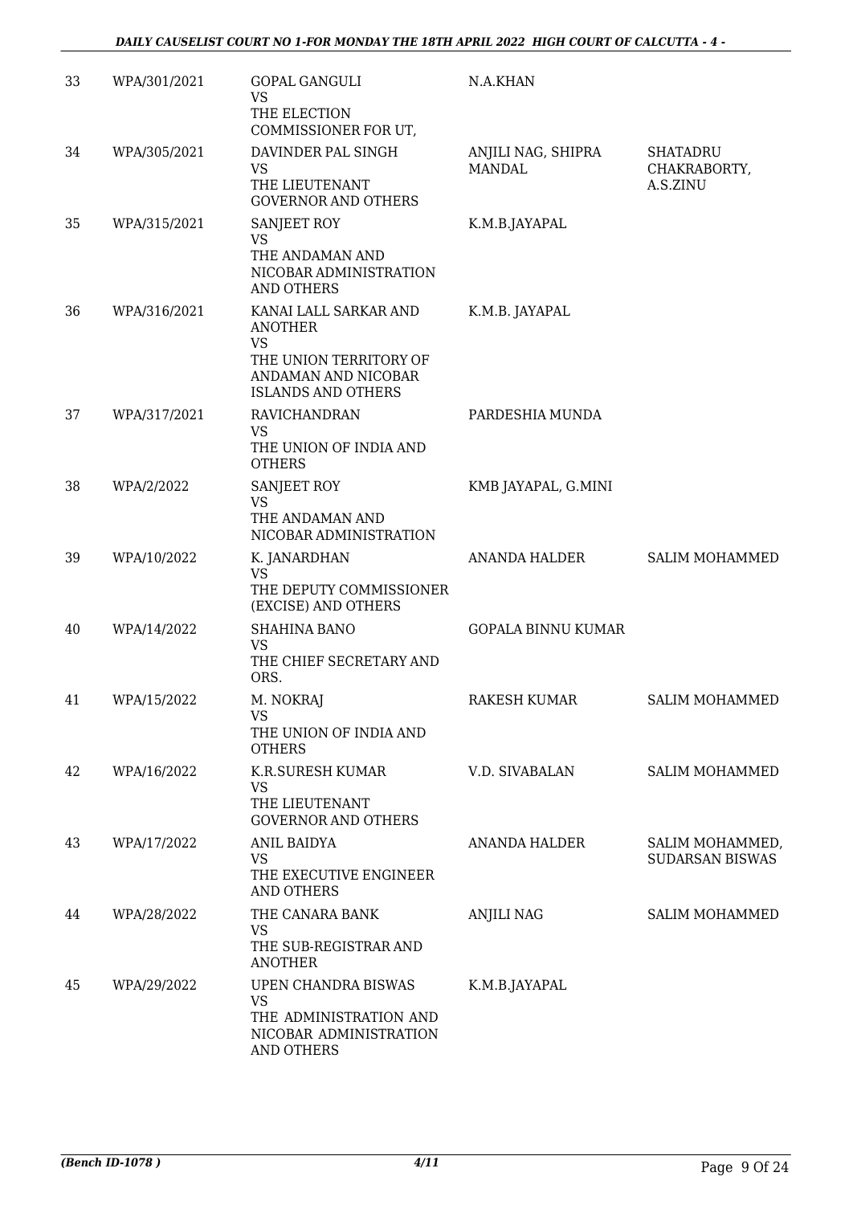| | | | | |
|---|---|---|---|---|
| 33 | WPA/301/2021 | GOPAL GANGULI<br>VS<br>THE ELECTION COMMISSIONER FOR UT, | N.A.KHAN | |
| 34 | WPA/305/2021 | DAVINDER PAL SINGH<br>VS<br>THE LIEUTENANT GOVERNOR AND OTHERS | ANJILI NAG, SHIPRA MANDAL | SHATADRU CHAKRABORTY, A.S.ZINU |
| 35 | WPA/315/2021 | SANJEET ROY<br>VS<br>THE ANDAMAN AND NICOBAR ADMINISTRATION AND OTHERS | K.M.B.JAYAPAL | |
| 36 | WPA/316/2021 | KANAI LALL SARKAR AND ANOTHER<br>VS<br>THE UNION TERRITORY OF ANDAMAN AND NICOBAR ISLANDS AND OTHERS | K.M.B. JAYAPAL | |
| 37 | WPA/317/2021 | RAVICHANDRAN<br>VS<br>THE UNION OF INDIA AND OTHERS | PARDESHIA MUNDA | |
| 38 | WPA/2/2022 | SANJEET ROY<br>VS<br>THE ANDAMAN AND NICOBAR ADMINISTRATION | KMB JAYAPAL, G.MINI | |
| 39 | WPA/10/2022 | K. JANARDHAN<br>VS<br>THE DEPUTY COMMISSIONER (EXCISE) AND OTHERS | ANANDA HALDER | SALIM MOHAMMED |
| 40 | WPA/14/2022 | SHAHINA BANO<br>VS<br>THE CHIEF SECRETARY AND ORS. | GOPALA BINNU KUMAR | |
| 41 | WPA/15/2022 | M. NOKRAJ<br>VS<br>THE UNION OF INDIA AND OTHERS | RAKESH KUMAR | SALIM MOHAMMED |
| 42 | WPA/16/2022 | K.R.SURESH KUMAR<br>VS<br>THE LIEUTENANT GOVERNOR AND OTHERS | V.D. SIVABALAN | SALIM MOHAMMED |
| 43 | WPA/17/2022 | ANIL BAIDYA<br>VS<br>THE EXECUTIVE ENGINEER AND OTHERS | ANANDA HALDER | SALIM MOHAMMED, SUDARSAN BISWAS |
| 44 | WPA/28/2022 | THE CANARA BANK<br>VS<br>THE SUB-REGISTRAR AND ANOTHER | ANJILI NAG | SALIM MOHAMMED |
| 45 | WPA/29/2022 | UPEN CHANDRA BISWAS<br>VS<br>THE ADMINISTRATION AND NICOBAR ADMINISTRATION AND OTHERS | K.M.B.JAYAPAL | |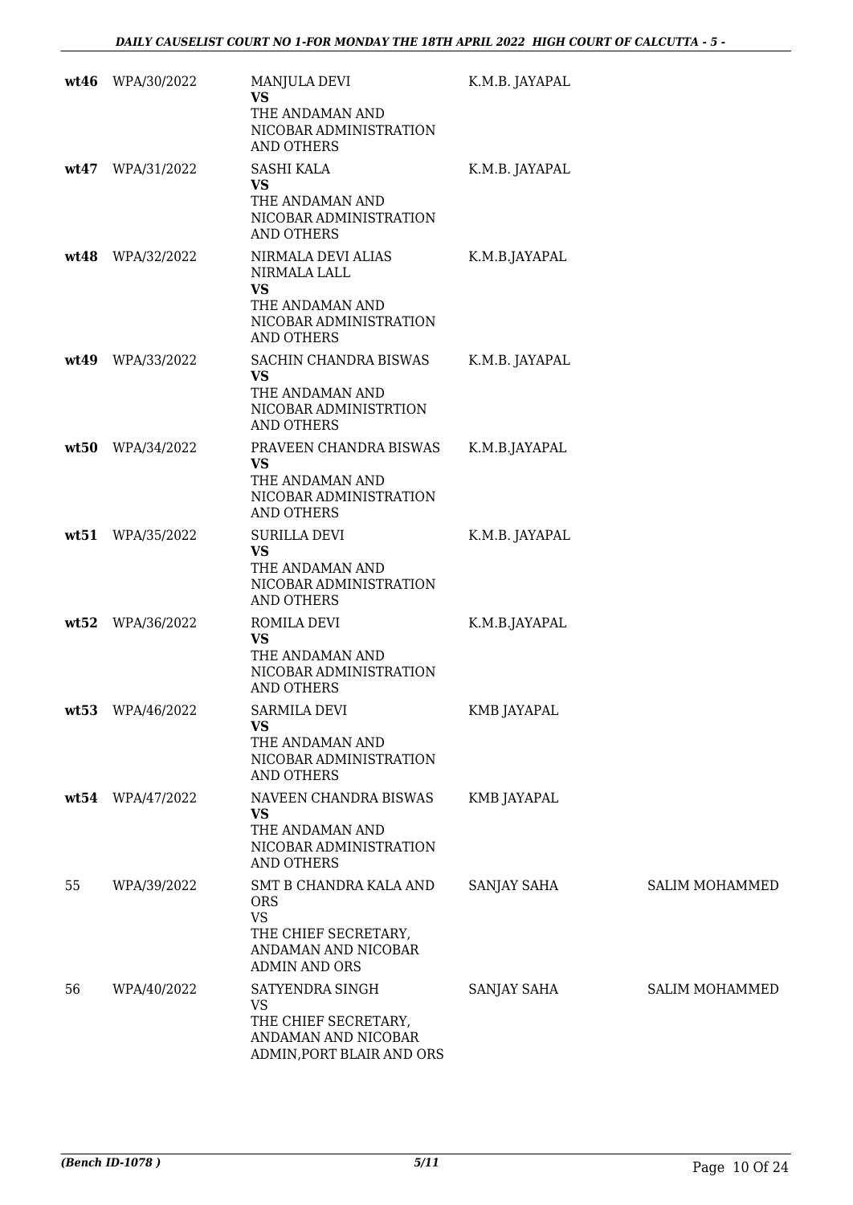| | | | | |
|---|---|---|---|---|
| **wt46** | WPA/30/2022 | MANJULA DEVI<br>**VS**<br>THE ANDAMAN AND NICOBAR ADMINISTRATION AND OTHERS | K.M.B. JAYAPAL | |
| **wt47** | WPA/31/2022 | SASHI KALA<br>**VS**<br>THE ANDAMAN AND NICOBAR ADMINISTRATION AND OTHERS | K.M.B. JAYAPAL | |
| **wt48** | WPA/32/2022 | NIRMALA DEVI ALIAS NIRMALA LALL<br>**VS**<br>THE ANDAMAN AND NICOBAR ADMINISTRATION AND OTHERS | K.M.B.JAYAPAL | |
| **wt49** | WPA/33/2022 | SACHIN CHANDRA BISWAS<br>**VS**<br>THE ANDAMAN AND NICOBAR ADMINISTRTION AND OTHERS | K.M.B. JAYAPAL | |
| **wt50** | WPA/34/2022 | PRAVEEN CHANDRA BISWAS<br>**VS**<br>THE ANDAMAN AND NICOBAR ADMINISTRATION AND OTHERS | K.M.B.JAYAPAL | |
| **wt51** | WPA/35/2022 | SURILLA DEVI<br>**VS**<br>THE ANDAMAN AND NICOBAR ADMINISTRATION AND OTHERS | K.M.B. JAYAPAL | |
| **wt52** | WPA/36/2022 | ROMILA DEVI<br>**VS**<br>THE ANDAMAN AND NICOBAR ADMINISTRATION AND OTHERS | K.M.B.JAYAPAL | |
| **wt53** | WPA/46/2022 | SARMILA DEVI<br>**VS**<br>THE ANDAMAN AND NICOBAR ADMINISTRATION AND OTHERS | KMB JAYAPAL | |
| **wt54** | WPA/47/2022 | NAVEEN CHANDRA BISWAS<br>**VS**<br>THE ANDAMAN AND NICOBAR ADMINISTRATION AND OTHERS | KMB JAYAPAL | |
| 55 | WPA/39/2022 | SMT B CHANDRA KALA AND ORS<br>VS<br>THE CHIEF SECRETARY, ANDAMAN AND NICOBAR ADMIN AND ORS | SANJAY SAHA | SALIM MOHAMMED |
| 56 | WPA/40/2022 | SATYENDRA SINGH<br>VS<br>THE CHIEF SECRETARY, ANDAMAN AND NICOBAR ADMIN,PORT BLAIR AND ORS | SANJAY SAHA | SALIM MOHAMMED |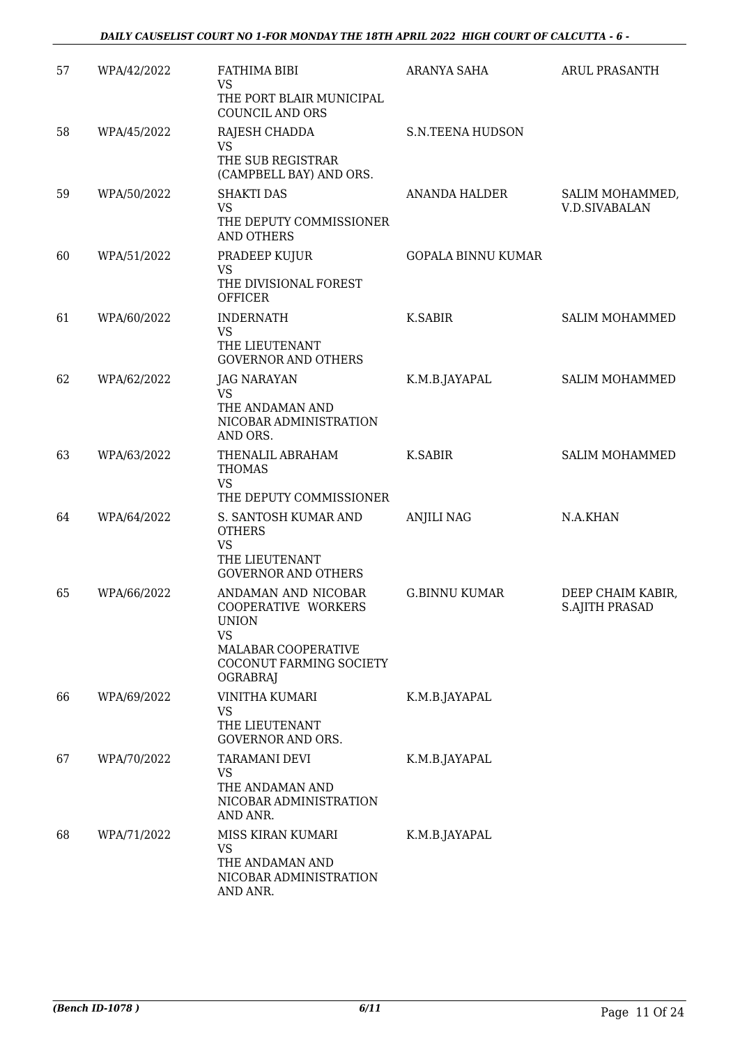| 57 | WPA/42/2022 | FATHIMA BIBI<br>VS<br>THE PORT BLAIR MUNICIPAL COUNCIL AND ORS | ARANYA SAHA | ARUL PRASANTH |
|---|---|---|---|---|
| 58 | WPA/45/2022 | RAJESH CHADDA<br>VS<br>THE SUB REGISTRAR (CAMPBELL BAY) AND ORS. | S.N.TEENA HUDSON | |
| 59 | WPA/50/2022 | SHAKTI DAS<br>VS<br>THE DEPUTY COMMISSIONER AND OTHERS | ANANDA HALDER | SALIM MOHAMMED, V.D.SIVABALAN |
| 60 | WPA/51/2022 | PRADEEP KUJUR<br>VS<br>THE DIVISIONAL FOREST OFFICER | GOPALA BINNU KUMAR | |
| 61 | WPA/60/2022 | INDERNATH<br>VS<br>THE LIEUTENANT GOVERNOR AND OTHERS | K.SABIR | SALIM MOHAMMED |
| 62 | WPA/62/2022 | JAG NARAYAN<br>VS<br>THE ANDAMAN AND NICOBAR ADMINISTRATION AND ORS. | K.M.B.JAYAPAL | SALIM MOHAMMED |
| 63 | WPA/63/2022 | THENALIL ABRAHAM THOMAS<br>VS<br>THE DEPUTY COMMISSIONER | K.SABIR | SALIM MOHAMMED |
| 64 | WPA/64/2022 | S. SANTOSH KUMAR AND OTHERS<br>VS<br>THE LIEUTENANT GOVERNOR AND OTHERS | ANJILI NAG | N.A.KHAN |
| 65 | WPA/66/2022 | ANDAMAN AND NICOBAR COOPERATIVE WORKERS UNION<br>VS<br>MALABAR COOPERATIVE COCONUT FARMING SOCIETY OGRABRAJ | G.BINNU KUMAR | DEEP CHAIM KABIR, S.AJITH PRASAD |
| 66 | WPA/69/2022 | VINITHA KUMARI<br>VS<br>THE LIEUTENANT GOVERNOR AND ORS. | K.M.B.JAYAPAL | |
| 67 | WPA/70/2022 | TARAMANI DEVI<br>VS<br>THE ANDAMAN AND NICOBAR ADMINISTRATION AND ANR. | K.M.B.JAYAPAL | |
| 68 | WPA/71/2022 | MISS KIRAN KUMARI<br>VS<br>THE ANDAMAN AND NICOBAR ADMINISTRATION AND ANR. | K.M.B.JAYAPAL | |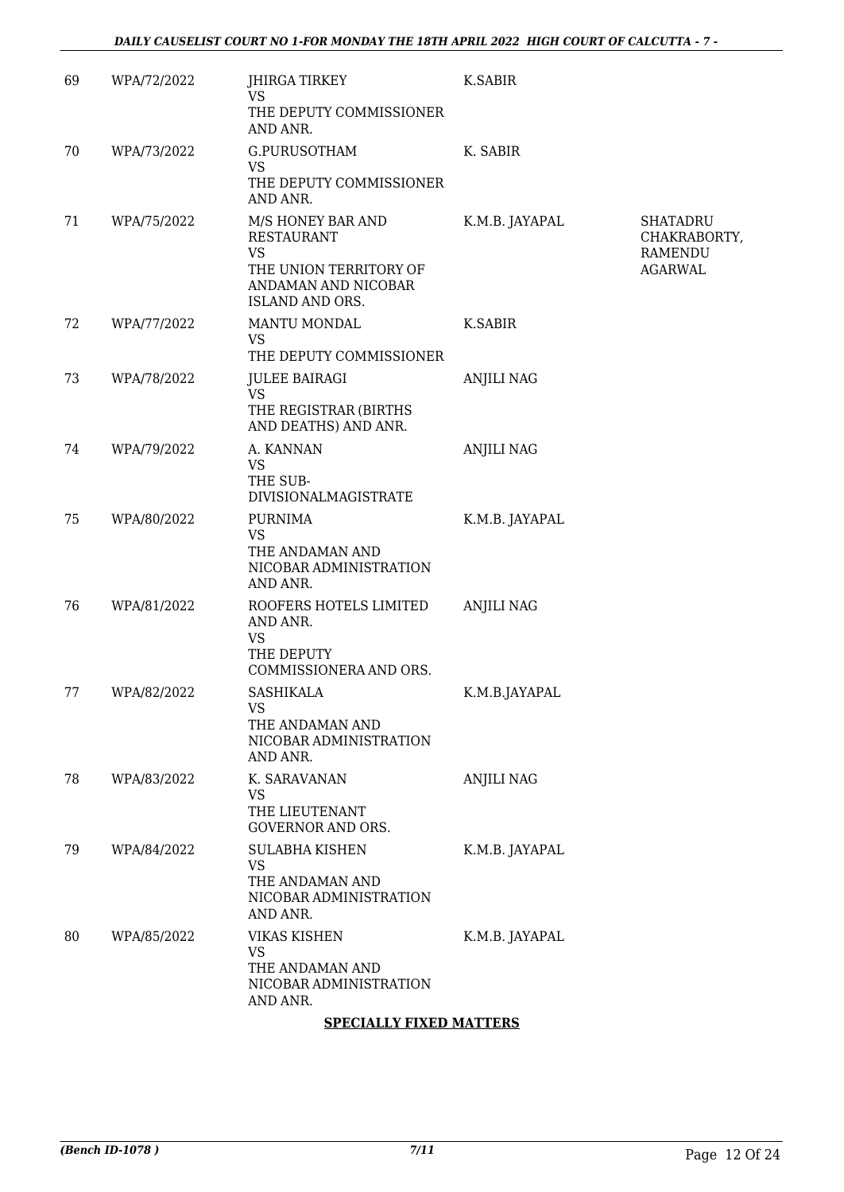| | | | | |
|---|---|---|---|---|
| 69 | WPA/72/2022 | JHIRGA TIRKEY<br>VS<br>THE DEPUTY COMMISSIONER AND ANR. | K.SABIR | |
| 70 | WPA/73/2022 | G.PURUSOTHAM<br>VS<br>THE DEPUTY COMMISSIONER AND ANR. | K. SABIR | |
| 71 | WPA/75/2022 | M/S HONEY BAR AND RESTAURANT<br>VS<br>THE UNION TERRITORY OF ANDAMAN AND NICOBAR ISLAND AND ORS. | K.M.B. JAYAPAL | SHATADRU CHAKRABORTY, RAMENDU AGARWAL |
| 72 | WPA/77/2022 | MANTU MONDAL<br>VS<br>THE DEPUTY COMMISSIONER | K.SABIR | |
| 73 | WPA/78/2022 | JULEE BAIRAGI<br>VS<br>THE REGISTRAR (BIRTHS AND DEATHS) AND ANR. | ANJILI NAG | |
| 74 | WPA/79/2022 | A. KANNAN<br>VS<br>THE SUB-DIVISIONALMAGISTRATE | ANJILI NAG | |
| 75 | WPA/80/2022 | PURNIMA<br>VS<br>THE ANDAMAN AND NICOBAR ADMINISTRATION AND ANR. | K.M.B. JAYAPAL | |
| 76 | WPA/81/2022 | ROOFERS HOTELS LIMITED AND ANR.<br>VS<br>THE DEPUTY COMMISSIONERA AND ORS. | ANJILI NAG | |
| 77 | WPA/82/2022 | SASHIKALA<br>VS<br>THE ANDAMAN AND NICOBAR ADMINISTRATION AND ANR. | K.M.B.JAYAPAL | |
| 78 | WPA/83/2022 | K. SARAVANAN<br>VS<br>THE LIEUTENANT GOVERNOR AND ORS. | ANJILI NAG | |
| 79 | WPA/84/2022 | SULABHA KISHEN<br>VS<br>THE ANDAMAN AND NICOBAR ADMINISTRATION AND ANR. | K.M.B. JAYAPAL | |
| 80 | WPA/85/2022 | VIKAS KISHEN<br>VS<br>THE ANDAMAN AND NICOBAR ADMINISTRATION AND ANR. | K.M.B. JAYAPAL | |

**SPECIALLY FIXED MATTERS**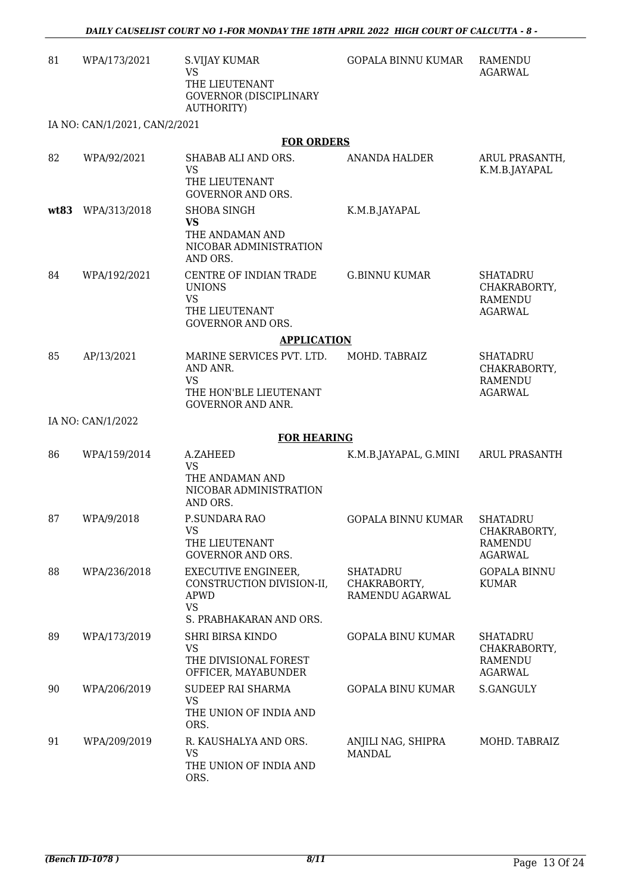| 81 | WPA/173/2021 | S.VIJAY KUMAR<br>VS<br>THE LIEUTENANT GOVERNOR (DISCIPLINARY AUTHORITY) | GOPALA BINNU KUMAR | RAMENDU AGARWAL |
|---|---|---|---|---|

IA NO: CAN/1/2021, CAN/2/2021

**FOR ORDERS**

| 82 | WPA/92/2021 | SHABAB ALI AND ORS.<br>VS<br>THE LIEUTENANT GOVERNOR AND ORS. | ANANDA HALDER | ARUL PRASANTH, K.M.B.JAYAPAL |
|---|---|---|---|---|
| **wt83** | WPA/313/2018 | SHOBA SINGH<br>**VS**<br>THE ANDAMAN AND NICOBAR ADMINISTRATION AND ORS. | K.M.B.JAYAPAL | |
| 84 | WPA/192/2021 | CENTRE OF INDIAN TRADE UNIONS<br>VS<br>THE LIEUTENANT GOVERNOR AND ORS. | G.BINNU KUMAR | SHATADRU CHAKRABORTY, RAMENDU AGARWAL |

**APPLICATION**

| 85 | AP/13/2021 | MARINE SERVICES PVT. LTD. AND ANR.<br>VS<br>THE HON'BLE LIEUTENANT GOVERNOR AND ANR. | MOHD. TABRAIZ | SHATADRU CHAKRABORTY, RAMENDU AGARWAL |
|---|---|---|---|---|

IA NO: CAN/1/2022

**FOR HEARING**

| 86 | WPA/159/2014 | A.ZAHEED<br>VS<br>THE ANDAMAN AND NICOBAR ADMINISTRATION AND ORS. | K.M.B.JAYAPAL, G.MINI | ARUL PRASANTH |
|---|---|---|---|---|
| 87 | WPA/9/2018 | P.SUNDARA RAO<br>VS<br>THE LIEUTENANT GOVERNOR AND ORS. | GOPALA BINNU KUMAR | SHATADRU CHAKRABORTY, RAMENDU AGARWAL |
| 88 | WPA/236/2018 | EXECUTIVE ENGINEER, CONSTRUCTION DIVISION-II, APWD<br>VS<br>S. PRABHAKARAN AND ORS. | SHATADRU CHAKRABORTY, RAMENDU AGARWAL | GOPALA BINNU KUMAR |
| 89 | WPA/173/2019 | SHRI BIRSA KINDO<br>VS<br>THE DIVISIONAL FOREST OFFICER, MAYABUNDER | GOPALA BINU KUMAR | SHATADRU CHAKRABORTY, RAMENDU AGARWAL |
| 90 | WPA/206/2019 | SUDEEP RAI SHARMA<br>VS<br>THE UNION OF INDIA AND ORS. | GOPALA BINU KUMAR | S.GANGULY |
| 91 | WPA/209/2019 | R. KAUSHALYA AND ORS.<br>VS<br>THE UNION OF INDIA AND ORS. | ANJILI NAG, SHIPRA MANDAL | MOHD. TABRAIZ |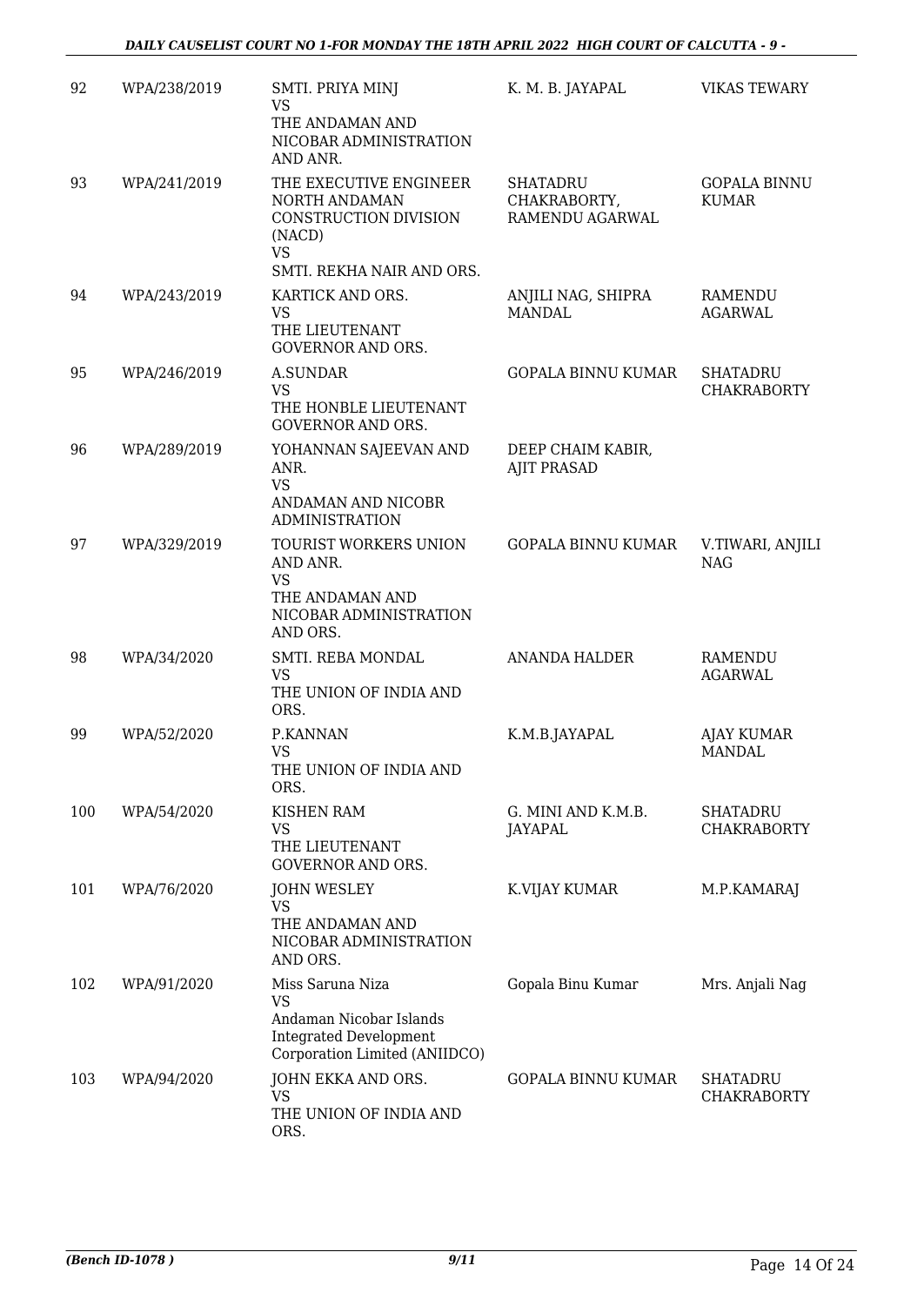| 92 | WPA/238/2019 | SMTI. PRIYA MINJ<br>VS<br>THE ANDAMAN AND NICOBAR ADMINISTRATION AND ANR. | K. M. B. JAYAPAL | VIKAS TEWARY |
|---|---|---|---|---|
| 93 | WPA/241/2019 | THE EXECUTIVE ENGINEER NORTH ANDAMAN CONSTRUCTION DIVISION (NACD)<br>VS<br>SMTI. REKHA NAIR AND ORS. | SHATADRU CHAKRABORTY, RAMENDU AGARWAL | GOPALA BINNU KUMAR |
| 94 | WPA/243/2019 | KARTICK AND ORS.<br>VS<br>THE LIEUTENANT GOVERNOR AND ORS. | ANJILI NAG, SHIPRA MANDAL | RAMENDU AGARWAL |
| 95 | WPA/246/2019 | A.SUNDAR<br>VS<br>THE HONBLE LIEUTENANT GOVERNOR AND ORS. | GOPALA BINNU KUMAR | SHATADRU CHAKRABORTY |
| 96 | WPA/289/2019 | YOHANNAN SAJEEVAN AND ANR.<br>VS<br>ANDAMAN AND NICOBR ADMINISTRATION | DEEP CHAIM KABIR, AJIT PRASAD | |
| 97 | WPA/329/2019 | TOURIST WORKERS UNION AND ANR.<br>VS<br>THE ANDAMAN AND NICOBAR ADMINISTRATION AND ORS. | GOPALA BINNU KUMAR | V.TIWARI, ANJILI NAG |
| 98 | WPA/34/2020 | SMTI. REBA MONDAL<br>VS<br>THE UNION OF INDIA AND ORS. | ANANDA HALDER | RAMENDU AGARWAL |
| 99 | WPA/52/2020 | P.KANNAN<br>VS<br>THE UNION OF INDIA AND ORS. | K.M.B.JAYAPAL | AJAY KUMAR MANDAL |
| 100 | WPA/54/2020 | KISHEN RAM<br>VS<br>THE LIEUTENANT GOVERNOR AND ORS. | G. MINI AND K.M.B. JAYAPAL | SHATADRU CHAKRABORTY |
| 101 | WPA/76/2020 | JOHN WESLEY<br>VS<br>THE ANDAMAN AND NICOBAR ADMINISTRATION AND ORS. | K.VIJAY KUMAR | M.P.KAMARAJ |
| 102 | WPA/91/2020 | Miss Saruna Niza<br>VS<br>Andaman Nicobar Islands Integrated Development Corporation Limited (ANIIDCO) | Gopala Binu Kumar | Mrs. Anjali Nag |
| 103 | WPA/94/2020 | JOHN EKKA AND ORS.<br>VS<br>THE UNION OF INDIA AND ORS. | GOPALA BINNU KUMAR | SHATADRU CHAKRABORTY |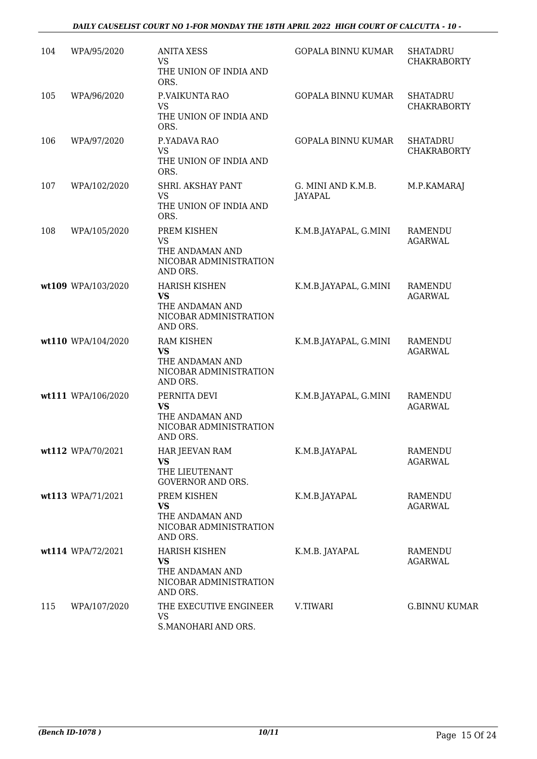| | | | | |
|---|---|---|---|---|
| 104 | WPA/95/2020 | ANITA XESS<br>VS<br>THE UNION OF INDIA AND ORS. | GOPALA BINNU KUMAR | SHATADRU CHAKRABORTY |
| 105 | WPA/96/2020 | P.VAIKUNTA RAO<br>VS<br>THE UNION OF INDIA AND ORS. | GOPALA BINNU KUMAR | SHATADRU CHAKRABORTY |
| 106 | WPA/97/2020 | P.YADAVA RAO<br>VS<br>THE UNION OF INDIA AND ORS. | GOPALA BINNU KUMAR | SHATADRU CHAKRABORTY |
| 107 | WPA/102/2020 | SHRI. AKSHAY PANT<br>VS<br>THE UNION OF INDIA AND ORS. | G. MINI AND K.M.B. JAYAPAL | M.P.KAMARAJ |
| 108 | WPA/105/2020 | PREM KISHEN<br>VS<br>THE ANDAMAN AND NICOBAR ADMINISTRATION AND ORS. | K.M.B.JAYAPAL, G.MINI | RAMENDU AGARWAL |
| **wt109** | WPA/103/2020 | HARISH KISHEN<br>**VS**<br>THE ANDAMAN AND NICOBAR ADMINISTRATION AND ORS. | K.M.B.JAYAPAL, G.MINI | RAMENDU AGARWAL |
| **wt110** | WPA/104/2020 | RAM KISHEN<br>**VS**<br>THE ANDAMAN AND NICOBAR ADMINISTRATION AND ORS. | K.M.B.JAYAPAL, G.MINI | RAMENDU AGARWAL |
| **wt111** | WPA/106/2020 | PERNITA DEVI<br>**VS**<br>THE ANDAMAN AND NICOBAR ADMINISTRATION AND ORS. | K.M.B.JAYAPAL, G.MINI | RAMENDU AGARWAL |
| **wt112** | WPA/70/2021 | HAR JEEVAN RAM<br>**VS**<br>THE LIEUTENANT GOVERNOR AND ORS. | K.M.B.JAYAPAL | RAMENDU AGARWAL |
| **wt113** | WPA/71/2021 | PREM KISHEN<br>**VS**<br>THE ANDAMAN AND NICOBAR ADMINISTRATION AND ORS. | K.M.B.JAYAPAL | RAMENDU AGARWAL |
| **wt114** | WPA/72/2021 | HARISH KISHEN<br>**VS**<br>THE ANDAMAN AND NICOBAR ADMINISTRATION AND ORS. | K.M.B. JAYAPAL | RAMENDU AGARWAL |
| 115 | WPA/107/2020 | THE EXECUTIVE ENGINEER<br>VS<br>S.MANOHARI AND ORS. | V.TIWARI | G.BINNU KUMAR |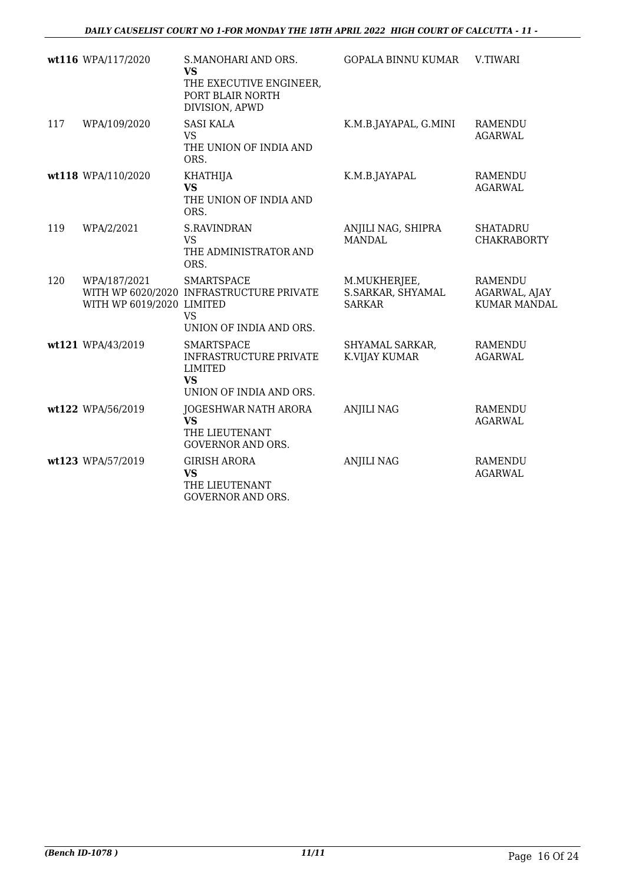| | | | | |
|---|---|---|---|---|
| **wt116** | WPA/117/2020 | S.MANOHARI AND ORS.<br>**VS**<br>THE EXECUTIVE ENGINEER, PORT BLAIR NORTH DIVISION, APWD | GOPALA BINNU KUMAR | V.TIWARI |
| 117 | WPA/109/2020 | SASI KALA<br>VS<br>THE UNION OF INDIA AND ORS. | K.M.B.JAYAPAL, G.MINI | RAMENDU AGARWAL |
| **wt118** | WPA/110/2020 | KHATHIJA<br>**VS**<br>THE UNION OF INDIA AND ORS. | K.M.B.JAYAPAL | RAMENDU AGARWAL |
| 119 | WPA/2/2021 | S.RAVINDRAN<br>VS<br>THE ADMINISTRATOR AND ORS. | ANJILI NAG, SHIPRA MANDAL | SHATADRU CHAKRABORTY |
| 120 | WPA/187/2021<br>WITH WP 6020/2020<br>WITH WP 6019/2020 | SMARTSPACE INFRASTRUCTURE PRIVATE LIMITED<br>VS<br>UNION OF INDIA AND ORS. | M.MUKHERJEE, S.SARKAR, SHYAMAL SARKAR | RAMENDU AGARWAL, AJAY KUMAR MANDAL |
| **wt121** | WPA/43/2019 | SMARTSPACE INFRASTRUCTURE PRIVATE LIMITED<br>**VS**<br>UNION OF INDIA AND ORS. | SHYAMAL SARKAR, K.VIJAY KUMAR | RAMENDU AGARWAL |
| **wt122** | WPA/56/2019 | JOGESHWAR NATH ARORA<br>**VS**<br>THE LIEUTENANT GOVERNOR AND ORS. | ANJILI NAG | RAMENDU AGARWAL |
| **wt123** | WPA/57/2019 | GIRISH ARORA<br>**VS**<br>THE LIEUTENANT GOVERNOR AND ORS. | ANJILI NAG | RAMENDU AGARWAL |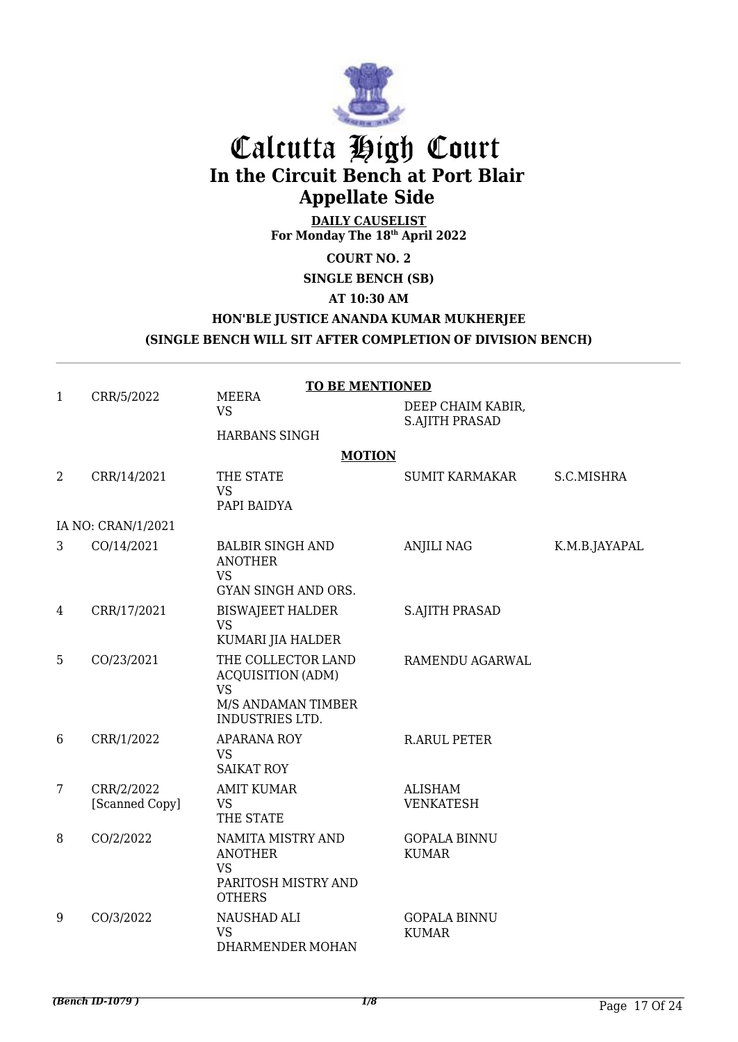# Calcutta High Court
## In the Circuit Bench at Port Blair
## Appellate Side

**DAILY CAUSELIST**
**For Monday The 18th April 2022**

**COURT NO. 2**

**SINGLE BENCH (SB)**

**AT 10:30 AM**

**HON'BLE JUSTICE ANANDA KUMAR MUKHERJEE**

**(SINGLE BENCH WILL SIT AFTER COMPLETION OF DIVISION BENCH)**

**TO BE MENTIONED**

| | | | | |
|---|---|---|---|---|
| 1 | CRR/5/2022 | MEERA<br>VS<br>HARBANS SINGH | DEEP CHAIM KABIR, S.AJITH PRASAD | |

**MOTION**

| | | | | |
|---|---|---|---|---|
| 2 | CRR/14/2021 | THE STATE<br>VS<br>PAPI BAIDYA | SUMIT KARMAKAR | S.C.MISHRA |
| | IA NO: CRAN/1/2021 | | | |
| 3 | CO/14/2021 | BALBIR SINGH AND ANOTHER<br>VS<br>GYAN SINGH AND ORS. | ANJILI NAG | K.M.B.JAYAPAL |
| 4 | CRR/17/2021 | BISWAJEET HALDER<br>VS<br>KUMARI JIA HALDER | S.AJITH PRASAD | |
| 5 | CO/23/2021 | THE COLLECTOR LAND ACQUISITION (ADM)<br>VS<br>M/S ANDAMAN TIMBER INDUSTRIES LTD. | RAMENDU AGARWAL | |
| 6 | CRR/1/2022 | APARANA ROY<br>VS<br>SAIKAT ROY | R.ARUL PETER | |
| 7 | CRR/2/2022 [Scanned Copy] | AMIT KUMAR<br>VS<br>THE STATE | ALISHAM VENKATESH | |
| 8 | CO/2/2022 | NAMITA MISTRY AND ANOTHER<br>VS<br>PARITOSH MISTRY AND OTHERS | GOPALA BINNU KUMAR | |
| 9 | CO/3/2022 | NAUSHAD ALI<br>VS<br>DHARMENDER MOHAN | GOPALA BINNU KUMAR | |

*(Bench ID-1079 )*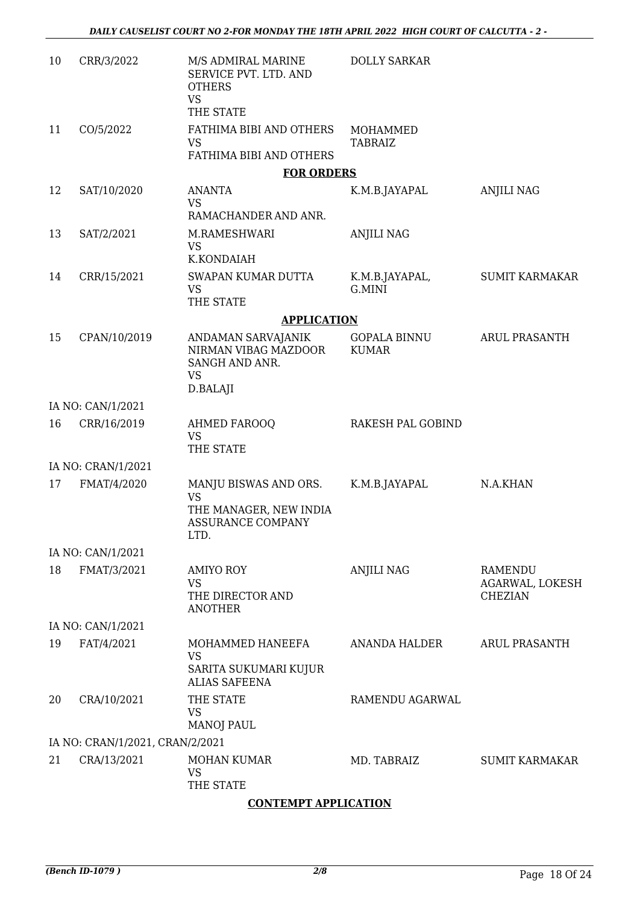| | | | | |
|---|---|---|---|---|
| 10 | CRR/3/2022 | M/S ADMIRAL MARINE SERVICE PVT. LTD. AND OTHERS<br>VS<br>THE STATE | DOLLY SARKAR | |
| 11 | CO/5/2022 | FATHIMA BIBI AND OTHERS<br>VS<br>FATHIMA BIBI AND OTHERS | MOHAMMED TABRAIZ | |
| | | **FOR ORDERS** | | |
| 12 | SAT/10/2020 | ANANTA<br>VS<br>RAMACHANDER AND ANR. | K.M.B.JAYAPAL | ANJILI NAG |
| 13 | SAT/2/2021 | M.RAMESHWARI<br>VS<br>K.KONDAIAH | ANJILI NAG | |
| 14 | CRR/15/2021 | SWAPAN KUMAR DUTTA<br>VS<br>THE STATE | K.M.B.JAYAPAL, G.MINI | SUMIT KARMAKAR |
| | | **APPLICATION** | | |
| 15 | CPAN/10/2019 | ANDAMAN SARVAJANIK NIRMAN VIBAG MAZDOOR SANGH AND ANR.<br>VS<br>D.BALAJI | GOPALA BINNU KUMAR | ARUL PRASANTH |
| | IA NO: CAN/1/2021 | | | |
| 16 | CRR/16/2019 | AHMED FAROOQ<br>VS<br>THE STATE | RAKESH PAL GOBIND | |
| | IA NO: CRAN/1/2021 | | | |
| 17 | FMAT/4/2020 | MANJU BISWAS AND ORS.<br>VS<br>THE MANAGER, NEW INDIA ASSURANCE COMPANY LTD. | K.M.B.JAYAPAL | N.A.KHAN |
| | IA NO: CAN/1/2021 | | | |
| 18 | FMAT/3/2021 | AMIYO ROY<br>VS<br>THE DIRECTOR AND ANOTHER | ANJILI NAG | RAMENDU AGARWAL, LOKESH CHEZIAN |
| | IA NO: CAN/1/2021 | | | |
| 19 | FAT/4/2021 | MOHAMMED HANEEFA<br>VS<br>SARITA SUKUMARI KUJUR ALIAS SAFEENA | ANANDA HALDER | ARUL PRASANTH |
| 20 | CRA/10/2021 | THE STATE<br>VS<br>MANOJ PAUL | RAMENDU AGARWAL | |
| | IA NO: CRAN/1/2021, CRAN/2/2021 | | | |
| 21 | CRA/13/2021 | MOHAN KUMAR<br>VS<br>THE STATE | MD. TABRAIZ | SUMIT KARMAKAR |

**CONTEMPT APPLICATION**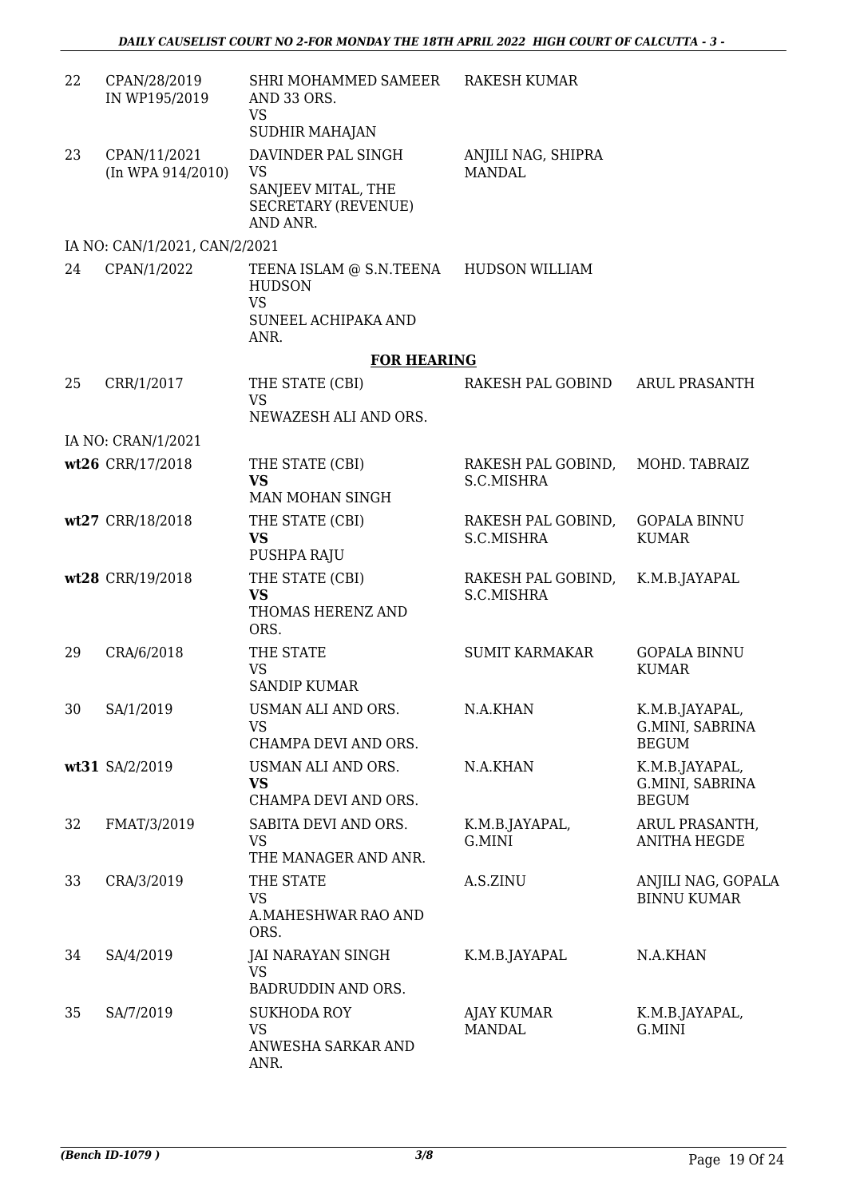| 22 | CPAN/28/2019 IN WP195/2019 | SHRI MOHAMMED SAMEER AND 33 ORS. VS SUDHIR MAHAJAN | RAKESH KUMAR | |
|---|---|---|---|---|
| 23 | CPAN/11/2021 (In WPA 914/2010) | DAVINDER PAL SINGH VS SANJEEV MITAL, THE SECRETARY (REVENUE) AND ANR. | ANJILI NAG, SHIPRA MANDAL | |
| | IA NO: CAN/1/2021, CAN/2/2021 | | | |
| 24 | CPAN/1/2022 | TEENA ISLAM @ S.N.TEENA HUDSON VS SUNEEL ACHIPAKA AND ANR. | HUDSON WILLIAM | |

**FOR HEARING**

| | | | | |
|---|---|---|---|---|
| 25 | CRR/1/2017 | THE STATE (CBI) VS NEWAZESH ALI AND ORS. | RAKESH PAL GOBIND | ARUL PRASANTH |
| | IA NO: CRAN/1/2021 | | | |
| wt26 | CRR/17/2018 | THE STATE (CBI) **VS** MAN MOHAN SINGH | RAKESH PAL GOBIND, S.C.MISHRA | MOHD. TABRAIZ |
| wt27 | CRR/18/2018 | THE STATE (CBI) **VS** PUSHPA RAJU | RAKESH PAL GOBIND, S.C.MISHRA | GOPALA BINNU KUMAR |
| wt28 | CRR/19/2018 | THE STATE (CBI) **VS** THOMAS HERENZ AND ORS. | RAKESH PAL GOBIND, S.C.MISHRA | K.M.B.JAYAPAL |
| 29 | CRA/6/2018 | THE STATE VS SANDIP KUMAR | SUMIT KARMAKAR | GOPALA BINNU KUMAR |
| 30 | SA/1/2019 | USMAN ALI AND ORS. VS CHAMPA DEVI AND ORS. | N.A.KHAN | K.M.B.JAYAPAL, G.MINI, SABRINA BEGUM |
| wt31 | SA/2/2019 | USMAN ALI AND ORS. **VS** CHAMPA DEVI AND ORS. | N.A.KHAN | K.M.B.JAYAPAL, G.MINI, SABRINA BEGUM |
| 32 | FMAT/3/2019 | SABITA DEVI AND ORS. VS THE MANAGER AND ANR. | K.M.B.JAYAPAL, G.MINI | ARUL PRASANTH, ANITHA HEGDE |
| 33 | CRA/3/2019 | THE STATE VS A.MAHESHWAR RAO AND ORS. | A.S.ZINU | ANJILI NAG, GOPALA BINNU KUMAR |
| 34 | SA/4/2019 | JAI NARAYAN SINGH VS BADRUDDIN AND ORS. | K.M.B.JAYAPAL | N.A.KHAN |
| 35 | SA/7/2019 | SUKHODA ROY VS ANWESHA SARKAR AND ANR. | AJAY KUMAR MANDAL | K.M.B.JAYAPAL, G.MINI |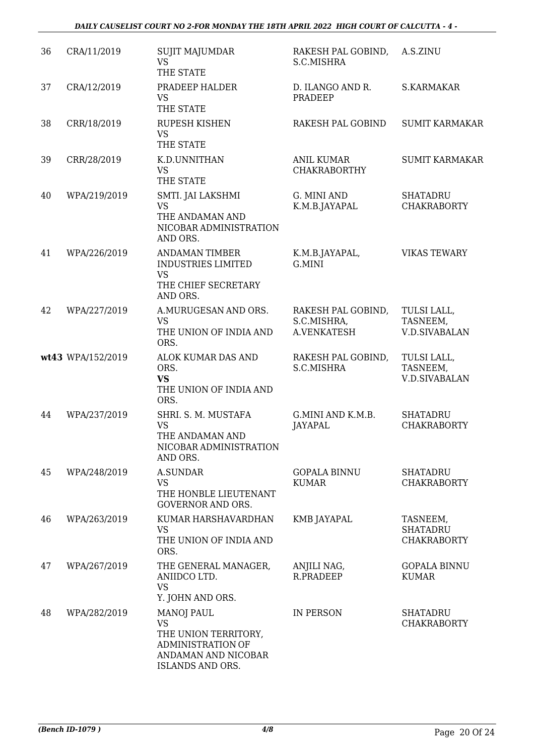| 36 | CRA/11/2019 | SUJIT MAJUMDAR<br>VS<br>THE STATE | RAKESH PAL GOBIND, S.C.MISHRA | A.S.ZINU |
|---|---|---|---|---|
| 37 | CRA/12/2019 | PRADEEP HALDER<br>VS<br>THE STATE | D. ILANGO AND R. PRADEEP | S.KARMAKAR |
| 38 | CRR/18/2019 | RUPESH KISHEN<br>VS<br>THE STATE | RAKESH PAL GOBIND | SUMIT KARMAKAR |
| 39 | CRR/28/2019 | K.D.UNNITHAN<br>VS<br>THE STATE | ANIL KUMAR CHAKRABORTHY | SUMIT KARMAKAR |
| 40 | WPA/219/2019 | SMTI. JAI LAKSHMI<br>VS<br>THE ANDAMAN AND NICOBAR ADMINISTRATION AND ORS. | G. MINI AND K.M.B.JAYAPAL | SHATADRU CHAKRABORTY |
| 41 | WPA/226/2019 | ANDAMAN TIMBER INDUSTRIES LIMITED<br>VS<br>THE CHIEF SECRETARY AND ORS. | K.M.B.JAYAPAL, G.MINI | VIKAS TEWARY |
| 42 | WPA/227/2019 | A.MURUGESAN AND ORS.<br>VS<br>THE UNION OF INDIA AND ORS. | RAKESH PAL GOBIND, S.C.MISHRA, A.VENKATESH | TULSI LALL, TASNEEM, V.D.SIVABALAN |
| **wt43** | WPA/152/2019 | ALOK KUMAR DAS AND ORS.<br>**VS**<br>THE UNION OF INDIA AND ORS. | RAKESH PAL GOBIND, S.C.MISHRA | TULSI LALL, TASNEEM, V.D.SIVABALAN |
| 44 | WPA/237/2019 | SHRI. S. M. MUSTAFA<br>VS<br>THE ANDAMAN AND NICOBAR ADMINISTRATION AND ORS. | G.MINI AND K.M.B. JAYAPAL | SHATADRU CHAKRABORTY |
| 45 | WPA/248/2019 | A.SUNDAR<br>VS<br>THE HONBLE LIEUTENANT GOVERNOR AND ORS. | GOPALA BINNU KUMAR | SHATADRU CHAKRABORTY |
| 46 | WPA/263/2019 | KUMAR HARSHAVARDHAN<br>VS<br>THE UNION OF INDIA AND ORS. | KMB JAYAPAL | TASNEEM, SHATADRU CHAKRABORTY |
| 47 | WPA/267/2019 | THE GENERAL MANAGER, ANIIDCO LTD.<br>VS<br>Y. JOHN AND ORS. | ANJILI NAG, R.PRADEEP | GOPALA BINNU KUMAR |
| 48 | WPA/282/2019 | MANOJ PAUL<br>VS<br>THE UNION TERRITORY, ADMINISTRATION OF ANDAMAN AND NICOBAR ISLANDS AND ORS. | IN PERSON | SHATADRU CHAKRABORTY |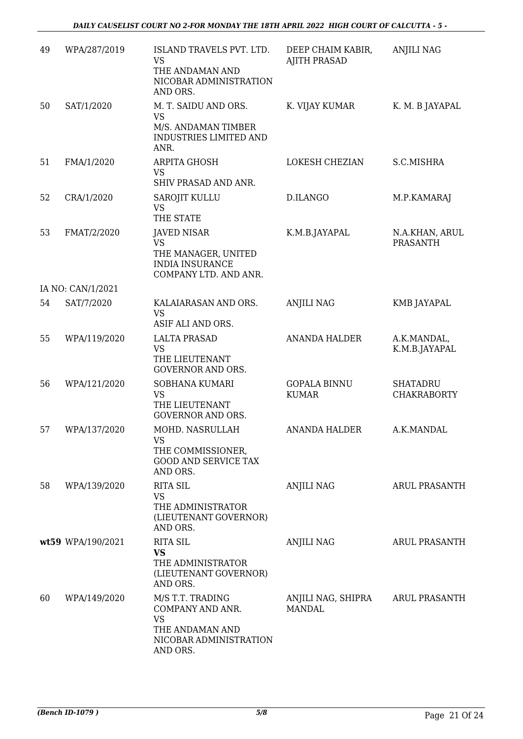| | | | | |
|---|---|---|---|---|
| 49 | WPA/287/2019 | ISLAND TRAVELS PVT. LTD.<br>VS<br>THE ANDAMAN AND NICOBAR ADMINISTRATION AND ORS. | DEEP CHAIM KABIR, AJITH PRASAD | ANJILI NAG |
| 50 | SAT/1/2020 | M. T. SAIDU AND ORS.<br>VS<br>M/S. ANDAMAN TIMBER INDUSTRIES LIMITED AND ANR. | K. VIJAY KUMAR | K. M. B JAYAPAL |
| 51 | FMA/1/2020 | ARPITA GHOSH<br>VS<br>SHIV PRASAD AND ANR. | LOKESH CHEZIAN | S.C.MISHRA |
| 52 | CRA/1/2020 | SAROJIT KULLU<br>VS<br>THE STATE | D.ILANGO | M.P.KAMARAJ |
| 53 | FMAT/2/2020 | JAVED NISAR<br>VS<br>THE MANAGER, UNITED INDIA INSURANCE COMPANY LTD. AND ANR. | K.M.B.JAYAPAL | N.A.KHAN, ARUL PRASANTH |
| | IA NO: CAN/1/2021 | | | |
| 54 | SAT/7/2020 | KALAIARASAN AND ORS.<br>VS<br>ASIF ALI AND ORS. | ANJILI NAG | KMB JAYAPAL |
| 55 | WPA/119/2020 | LALTA PRASAD<br>VS<br>THE LIEUTENANT GOVERNOR AND ORS. | ANANDA HALDER | A.K.MANDAL, K.M.B.JAYAPAL |
| 56 | WPA/121/2020 | SOBHANA KUMARI<br>VS<br>THE LIEUTENANT GOVERNOR AND ORS. | GOPALA BINNU KUMAR | SHATADRU CHAKRABORTY |
| 57 | WPA/137/2020 | MOHD. NASRULLAH<br>VS<br>THE COMMISSIONER, GOOD AND SERVICE TAX AND ORS. | ANANDA HALDER | A.K.MANDAL |
| 58 | WPA/139/2020 | RITA SIL<br>VS<br>THE ADMINISTRATOR (LIEUTENANT GOVERNOR) AND ORS. | ANJILI NAG | ARUL PRASANTH |
| **wt59** | WPA/190/2021 | RITA SIL<br>**VS**<br>THE ADMINISTRATOR (LIEUTENANT GOVERNOR) AND ORS. | ANJILI NAG | ARUL PRASANTH |
| 60 | WPA/149/2020 | M/S T.T. TRADING COMPANY AND ANR.<br>VS<br>THE ANDAMAN AND NICOBAR ADMINISTRATION AND ORS. | ANJILI NAG, SHIPRA MANDAL | ARUL PRASANTH |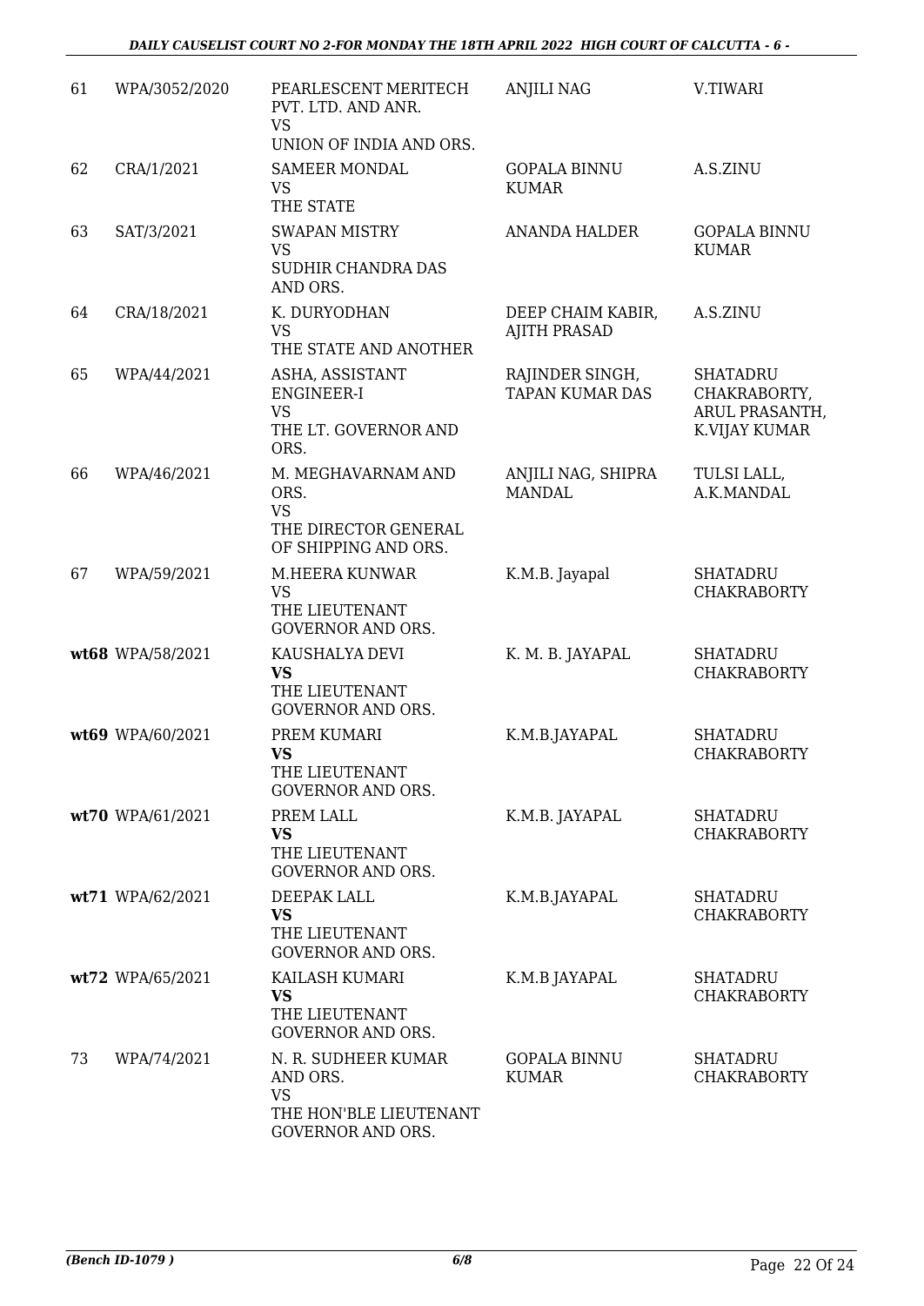| | | | | |
|---|---|---|---|---|
| 61 | WPA/3052/2020 | PEARLESCENT MERITECH PVT. LTD. AND ANR.<br>VS<br>UNION OF INDIA AND ORS. | ANJILI NAG | V.TIWARI |
| 62 | CRA/1/2021 | SAMEER MONDAL<br>VS<br>THE STATE | GOPALA BINNU KUMAR | A.S.ZINU |
| 63 | SAT/3/2021 | SWAPAN MISTRY<br>VS<br>SUDHIR CHANDRA DAS AND ORS. | ANANDA HALDER | GOPALA BINNU KUMAR |
| 64 | CRA/18/2021 | K. DURYODHAN<br>VS<br>THE STATE AND ANOTHER | DEEP CHAIM KABIR, AJITH PRASAD | A.S.ZINU |
| 65 | WPA/44/2021 | ASHA, ASSISTANT ENGINEER-I<br>VS<br>THE LT. GOVERNOR AND ORS. | RAJINDER SINGH, TAPAN KUMAR DAS | SHATADRU CHAKRABORTY, ARUL PRASANTH, K.VIJAY KUMAR |
| 66 | WPA/46/2021 | M. MEGHAVARNAM AND ORS.<br>VS<br>THE DIRECTOR GENERAL OF SHIPPING AND ORS. | ANJILI NAG, SHIPRA MANDAL | TULSI LALL, A.K.MANDAL |
| 67 | WPA/59/2021 | M.HEERA KUNWAR<br>VS<br>THE LIEUTENANT GOVERNOR AND ORS. | K.M.B. Jayapal | SHATADRU CHAKRABORTY |
| **wt68** | WPA/58/2021 | KAUSHALYA DEVI<br>**VS**<br>THE LIEUTENANT GOVERNOR AND ORS. | K. M. B. JAYAPAL | SHATADRU CHAKRABORTY |
| **wt69** | WPA/60/2021 | PREM KUMARI<br>**VS**<br>THE LIEUTENANT GOVERNOR AND ORS. | K.M.B.JAYAPAL | SHATADRU CHAKRABORTY |
| **wt70** | WPA/61/2021 | PREM LALL<br>**VS**<br>THE LIEUTENANT GOVERNOR AND ORS. | K.M.B. JAYAPAL | SHATADRU CHAKRABORTY |
| **wt71** | WPA/62/2021 | DEEPAK LALL<br>**VS**<br>THE LIEUTENANT GOVERNOR AND ORS. | K.M.B.JAYAPAL | SHATADRU CHAKRABORTY |
| **wt72** | WPA/65/2021 | KAILASH KUMARI<br>**VS**<br>THE LIEUTENANT GOVERNOR AND ORS. | K.M.B JAYAPAL | SHATADRU CHAKRABORTY |
| 73 | WPA/74/2021 | N. R. SUDHEER KUMAR AND ORS.<br>VS<br>THE HON'BLE LIEUTENANT GOVERNOR AND ORS. | GOPALA BINNU KUMAR | SHATADRU CHAKRABORTY |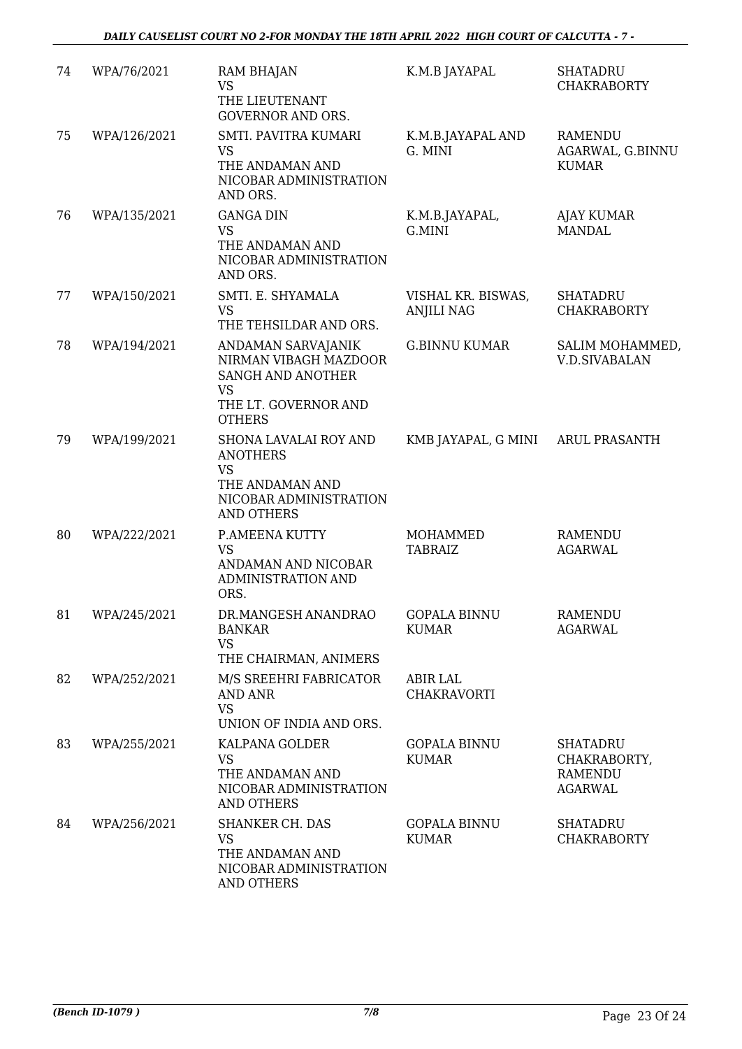| 74 | WPA/76/2021 | RAM BHAJAN VS THE LIEUTENANT GOVERNOR AND ORS. | K.M.B JAYAPAL | SHATADRU CHAKRABORTY |
|---|---|---|---|---|
| 75 | WPA/126/2021 | SMTI. PAVITRA KUMARI VS THE ANDAMAN AND NICOBAR ADMINISTRATION AND ORS. | K.M.B.JAYAPAL AND G. MINI | RAMENDU AGARWAL, G.BINNU KUMAR |
| 76 | WPA/135/2021 | GANGA DIN VS THE ANDAMAN AND NICOBAR ADMINISTRATION AND ORS. | K.M.B.JAYAPAL, G.MINI | AJAY KUMAR MANDAL |
| 77 | WPA/150/2021 | SMTI. E. SHYAMALA VS THE TEHSILDAR AND ORS. | VISHAL KR. BISWAS, ANJILI NAG | SHATADRU CHAKRABORTY |
| 78 | WPA/194/2021 | ANDAMAN SARVAJANIK NIRMAN VIBAGH MAZDOOR SANGH AND ANOTHER VS THE LT. GOVERNOR AND OTHERS | G.BINNU KUMAR | SALIM MOHAMMED, V.D.SIVABALAN |
| 79 | WPA/199/2021 | SHONA LAVALAI ROY AND ANOTHERS VS THE ANDAMAN AND NICOBAR ADMINISTRATION AND OTHERS | KMB JAYAPAL, G MINI | ARUL PRASANTH |
| 80 | WPA/222/2021 | P.AMEENA KUTTY VS ANDAMAN AND NICOBAR ADMINISTRATION AND ORS. | MOHAMMED TABRAIZ | RAMENDU AGARWAL |
| 81 | WPA/245/2021 | DR.MANGESH ANANDRAO BANKAR VS THE CHAIRMAN, ANIMERS | GOPALA BINNU KUMAR | RAMENDU AGARWAL |
| 82 | WPA/252/2021 | M/S SREEHRI FABRICATOR AND ANR VS UNION OF INDIA AND ORS. | ABIR LAL CHAKRAVORTI | |
| 83 | WPA/255/2021 | KALPANA GOLDER VS THE ANDAMAN AND NICOBAR ADMINISTRATION AND OTHERS | GOPALA BINNU KUMAR | SHATADRU CHAKRABORTY, RAMENDU AGARWAL |
| 84 | WPA/256/2021 | SHANKER CH. DAS VS THE ANDAMAN AND NICOBAR ADMINISTRATION AND OTHERS | GOPALA BINNU KUMAR | SHATADRU CHAKRABORTY |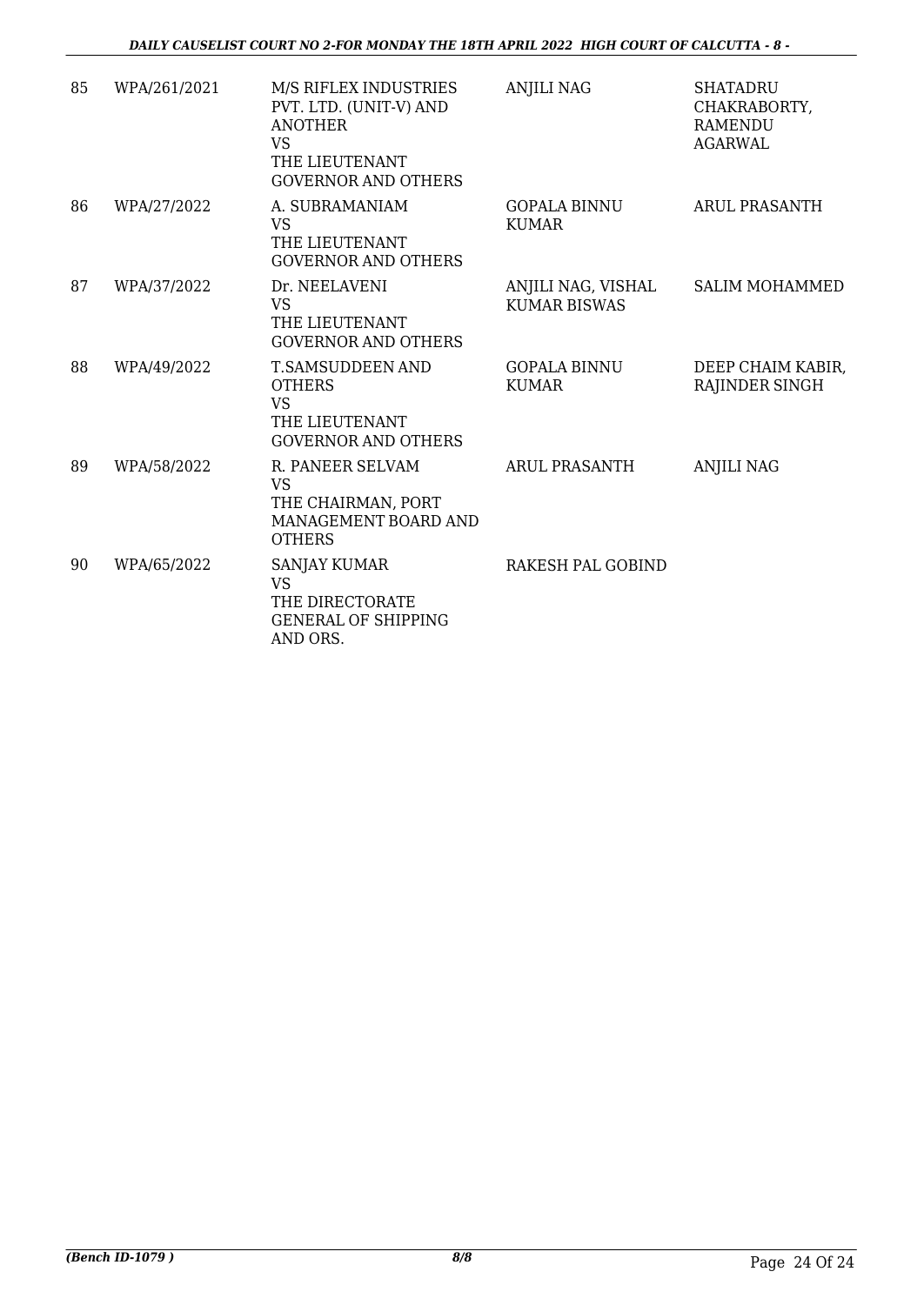| | | | | |
|---|---|---|---|---|
| 85 | WPA/261/2021 | M/S RIFLEX INDUSTRIES PVT. LTD. (UNIT-V) AND ANOTHER VS THE LIEUTENANT GOVERNOR AND OTHERS | ANJILI NAG | SHATADRU CHAKRABORTY, RAMENDU AGARWAL |
| 86 | WPA/27/2022 | A. SUBRAMANIAM VS THE LIEUTENANT GOVERNOR AND OTHERS | GOPALA BINNU KUMAR | ARUL PRASANTH |
| 87 | WPA/37/2022 | Dr. NEELAVENI VS THE LIEUTENANT GOVERNOR AND OTHERS | ANJILI NAG, VISHAL KUMAR BISWAS | SALIM MOHAMMED |
| 88 | WPA/49/2022 | T.SAMSUDDEEN AND OTHERS VS THE LIEUTENANT GOVERNOR AND OTHERS | GOPALA BINNU KUMAR | DEEP CHAIM KABIR, RAJINDER SINGH |
| 89 | WPA/58/2022 | R. PANEER SELVAM VS THE CHAIRMAN, PORT MANAGEMENT BOARD AND OTHERS | ARUL PRASANTH | ANJILI NAG |
| 90 | WPA/65/2022 | SANJAY KUMAR VS THE DIRECTORATE GENERAL OF SHIPPING AND ORS. | RAKESH PAL GOBIND | |